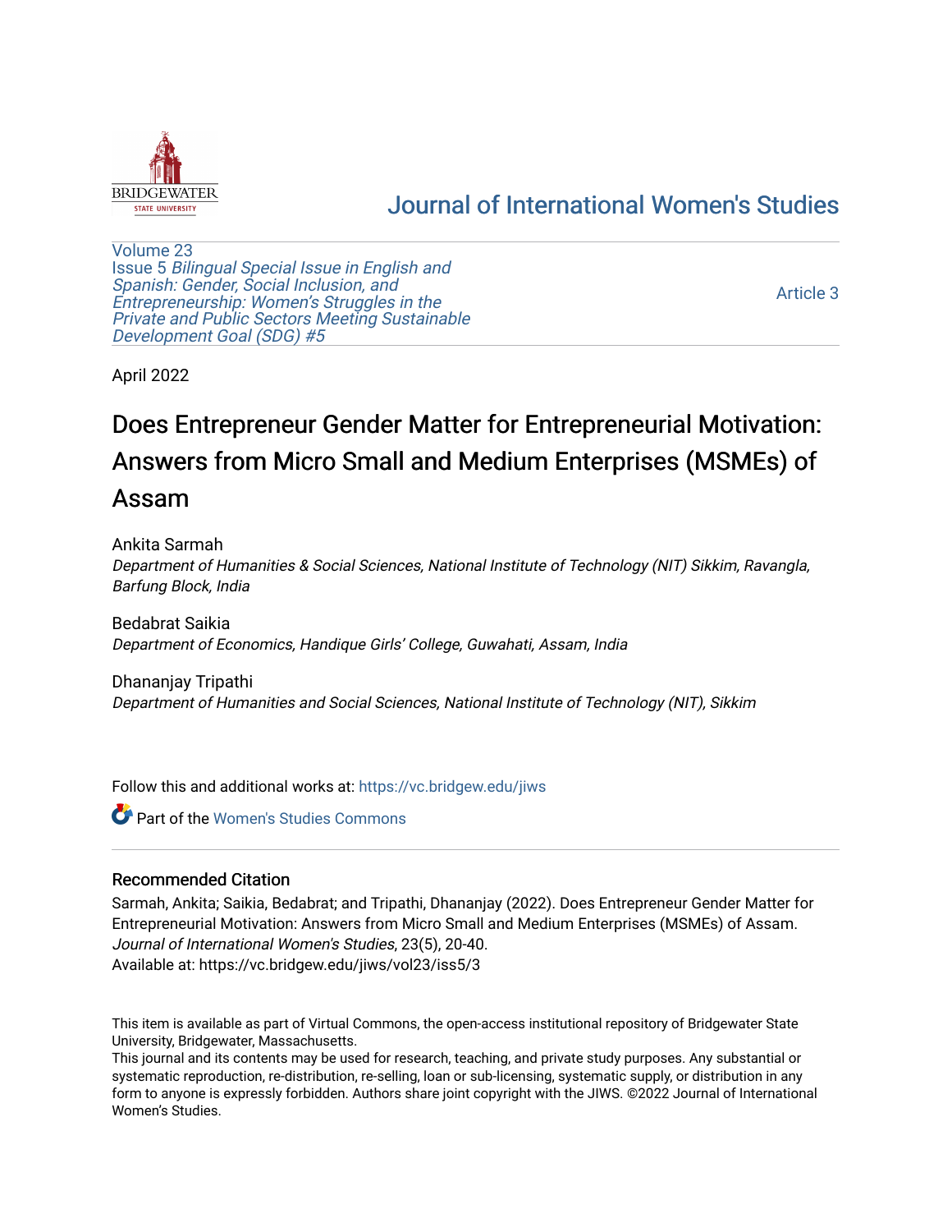# Journal of International Women's Studies

Volume 23
Issue 5 *Bilingual Special Issue in English and Spanish: Gender, Social Inclusion, and Entrepreneurship: Women's Struggles in the Private and Public Sectors Meeting Sustainable Development Goal (SDG) #5*

Article 3

April 2022

# Does Entrepreneur Gender Matter for Entrepreneurial Motivation: Answers from Micro Small and Medium Enterprises (MSMEs) of Assam

Ankita Sarmah
*Department of Humanities & Social Sciences, National Institute of Technology (NIT) Sikkim, Ravangla, Barfung Block, India*

Bedabrat Saikia
*Department of Economics, Handique Girls' College, Guwahati, Assam, India*

Dhananjay Tripathi
*Department of Humanities and Social Sciences, National Institute of Technology (NIT), Sikkim*

Follow this and additional works at: https://vc.bridgew.edu/jiws

Part of the Women's Studies Commons

## Recommended Citation

Sarmah, Ankita; Saikia, Bedabrat; and Tripathi, Dhananjay (2022). Does Entrepreneur Gender Matter for Entrepreneurial Motivation: Answers from Micro Small and Medium Enterprises (MSMEs) of Assam. *Journal of International Women's Studies*, 23(5), 20-40.
Available at: https://vc.bridgew.edu/jiws/vol23/iss5/3

This item is available as part of Virtual Commons, the open-access institutional repository of Bridgewater State University, Bridgewater, Massachusetts.
This journal and its contents may be used for research, teaching, and private study purposes. Any substantial or systematic reproduction, re-distribution, re-selling, loan or sub-licensing, systematic supply, or distribution in any form to anyone is expressly forbidden. Authors share joint copyright with the JIWS. ©2022 Journal of International Women's Studies.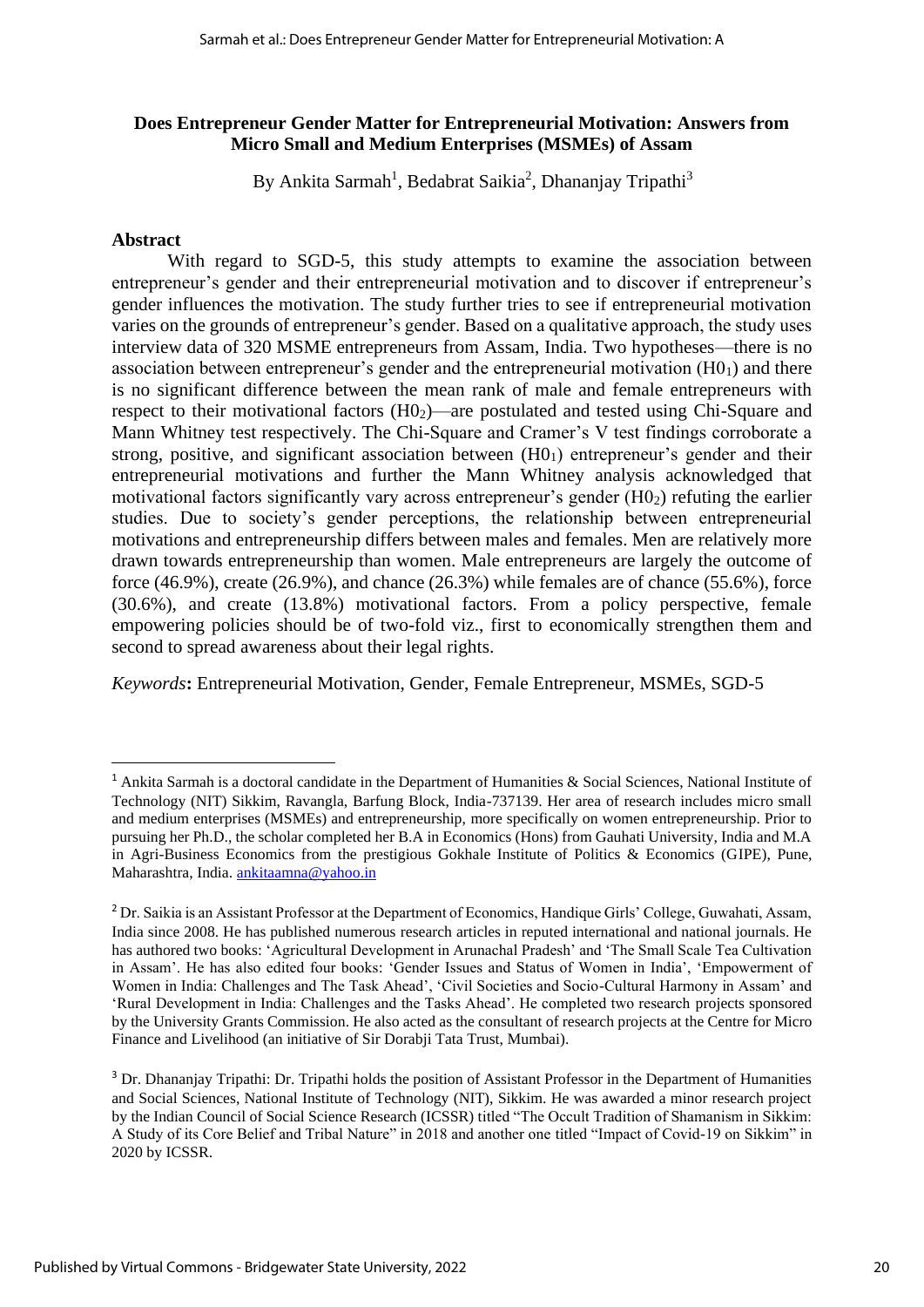# Does Entrepreneur Gender Matter for Entrepreneurial Motivation: Answers from Micro Small and Medium Enterprises (MSMEs) of Assam

By Ankita Sarmah[1], Bedabrat Saikia[2], Dhananjay Tripathi[3]

## Abstract

With regard to SGD-5, this study attempts to examine the association between entrepreneur's gender and their entrepreneurial motivation and to discover if entrepreneur's gender influences the motivation. The study further tries to see if entrepreneurial motivation varies on the grounds of entrepreneur's gender. Based on a qualitative approach, the study uses interview data of 320 MSME entrepreneurs from Assam, India. Two hypotheses—there is no association between entrepreneur's gender and the entrepreneurial motivation ($H0_1$) and there is no significant difference between the mean rank of male and female entrepreneurs with respect to their motivational factors ($H0_2$)—are postulated and tested using Chi-Square and Mann Whitney test respectively. The Chi-Square and Cramer's V test findings corroborate a strong, positive, and significant association between ($H0_1$) entrepreneur's gender and their entrepreneurial motivations and further the Mann Whitney analysis acknowledged that motivational factors significantly vary across entrepreneur's gender ($H0_2$) refuting the earlier studies. Due to society's gender perceptions, the relationship between entrepreneurial motivations and entrepreneurship differs between males and females. Men are relatively more drawn towards entrepreneurship than women. Male entrepreneurs are largely the outcome of force (46.9%), create (26.9%), and chance (26.3%) while females are of chance (55.6%), force (30.6%), and create (13.8%) motivational factors. From a policy perspective, female empowering policies should be of two-fold viz., first to economically strengthen them and second to spread awareness about their legal rights.

*Keywords*: Entrepreneurial Motivation, Gender, Female Entrepreneur, MSMEs, SGD-5

---

[1] Ankita Sarmah is a doctoral candidate in the Department of Humanities & Social Sciences, National Institute of Technology (NIT) Sikkim, Ravangla, Barfung Block, India-737139. Her area of research includes micro small and medium enterprises (MSMEs) and entrepreneurship, more specifically on women entrepreneurship. Prior to pursuing her Ph.D., the scholar completed her B.A in Economics (Hons) from Gauhati University, India and M.A in Agri-Business Economics from the prestigious Gokhale Institute of Politics & Economics (GIPE), Pune, Maharashtra, India. ankitaamna@yahoo.in

[2] Dr. Saikia is an Assistant Professor at the Department of Economics, Handique Girls' College, Guwahati, Assam, India since 2008. He has published numerous research articles in reputed international and national journals. He has authored two books: 'Agricultural Development in Arunachal Pradesh' and 'The Small Scale Tea Cultivation in Assam'. He has also edited four books: 'Gender Issues and Status of Women in India', 'Empowerment of Women in India: Challenges and The Task Ahead', 'Civil Societies and Socio-Cultural Harmony in Assam' and 'Rural Development in India: Challenges and the Tasks Ahead'. He completed two research projects sponsored by the University Grants Commission. He also acted as the consultant of research projects at the Centre for Micro Finance and Livelihood (an initiative of Sir Dorabji Tata Trust, Mumbai).

[3] Dr. Dhananjay Tripathi: Dr. Tripathi holds the position of Assistant Professor in the Department of Humanities and Social Sciences, National Institute of Technology (NIT), Sikkim. He was awarded a minor research project by the Indian Council of Social Science Research (ICSSR) titled "The Occult Tradition of Shamanism in Sikkim: A Study of its Core Belief and Tribal Nature" in 2018 and another one titled "Impact of Covid-19 on Sikkim" in 2020 by ICSSR.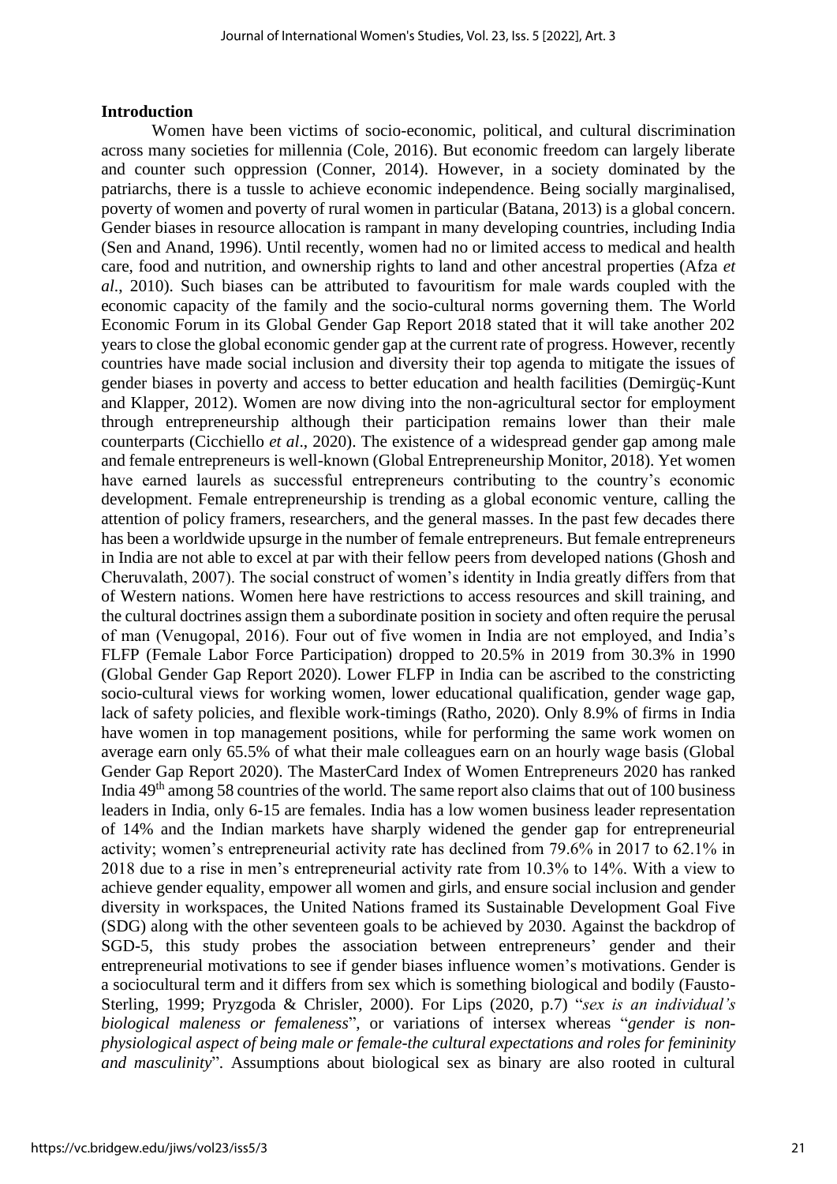## Introduction

Women have been victims of socio-economic, political, and cultural discrimination across many societies for millennia (Cole, 2016). But economic freedom can largely liberate and counter such oppression (Conner, 2014). However, in a society dominated by the patriarchs, there is a tussle to achieve economic independence. Being socially marginalised, poverty of women and poverty of rural women in particular (Batana, 2013) is a global concern. Gender biases in resource allocation is rampant in many developing countries, including India (Sen and Anand, 1996). Until recently, women had no or limited access to medical and health care, food and nutrition, and ownership rights to land and other ancestral properties (Afza *et al*., 2010). Such biases can be attributed to favouritism for male wards coupled with the economic capacity of the family and the socio-cultural norms governing them. The World Economic Forum in its Global Gender Gap Report 2018 stated that it will take another 202 years to close the global economic gender gap at the current rate of progress. However, recently countries have made social inclusion and diversity their top agenda to mitigate the issues of gender biases in poverty and access to better education and health facilities (Demirgüç-Kunt and Klapper, 2012). Women are now diving into the non-agricultural sector for employment through entrepreneurship although their participation remains lower than their male counterparts (Cicchiello *et al*., 2020). The existence of a widespread gender gap among male and female entrepreneurs is well-known (Global Entrepreneurship Monitor, 2018). Yet women have earned laurels as successful entrepreneurs contributing to the country's economic development. Female entrepreneurship is trending as a global economic venture, calling the attention of policy framers, researchers, and the general masses. In the past few decades there has been a worldwide upsurge in the number of female entrepreneurs. But female entrepreneurs in India are not able to excel at par with their fellow peers from developed nations (Ghosh and Cheruvalath, 2007). The social construct of women's identity in India greatly differs from that of Western nations. Women here have restrictions to access resources and skill training, and the cultural doctrines assign them a subordinate position in society and often require the perusal of man (Venugopal, 2016). Four out of five women in India are not employed, and India's FLFP (Female Labor Force Participation) dropped to 20.5% in 2019 from 30.3% in 1990 (Global Gender Gap Report 2020). Lower FLFP in India can be ascribed to the constricting socio-cultural views for working women, lower educational qualification, gender wage gap, lack of safety policies, and flexible work-timings (Ratho, 2020). Only 8.9% of firms in India have women in top management positions, while for performing the same work women on average earn only 65.5% of what their male colleagues earn on an hourly wage basis (Global Gender Gap Report 2020). The MasterCard Index of Women Entrepreneurs 2020 has ranked India 49th among 58 countries of the world. The same report also claims that out of 100 business leaders in India, only 6-15 are females. India has a low women business leader representation of 14% and the Indian markets have sharply widened the gender gap for entrepreneurial activity; women's entrepreneurial activity rate has declined from 79.6% in 2017 to 62.1% in 2018 due to a rise in men's entrepreneurial activity rate from 10.3% to 14%. With a view to achieve gender equality, empower all women and girls, and ensure social inclusion and gender diversity in workspaces, the United Nations framed its Sustainable Development Goal Five (SDG) along with the other seventeen goals to be achieved by 2030. Against the backdrop of SGD-5, this study probes the association between entrepreneurs' gender and their entrepreneurial motivations to see if gender biases influence women's motivations. Gender is a sociocultural term and it differs from sex which is something biological and bodily (Fausto-Sterling, 1999; Pryzgoda & Chrisler, 2000). For Lips (2020, p.7) "*sex is an individual's biological maleness or femaleness*", or variations of intersex whereas "*gender is non-physiological aspect of being male or female-the cultural expectations and roles for femininity and masculinity*". Assumptions about biological sex as binary are also rooted in cultural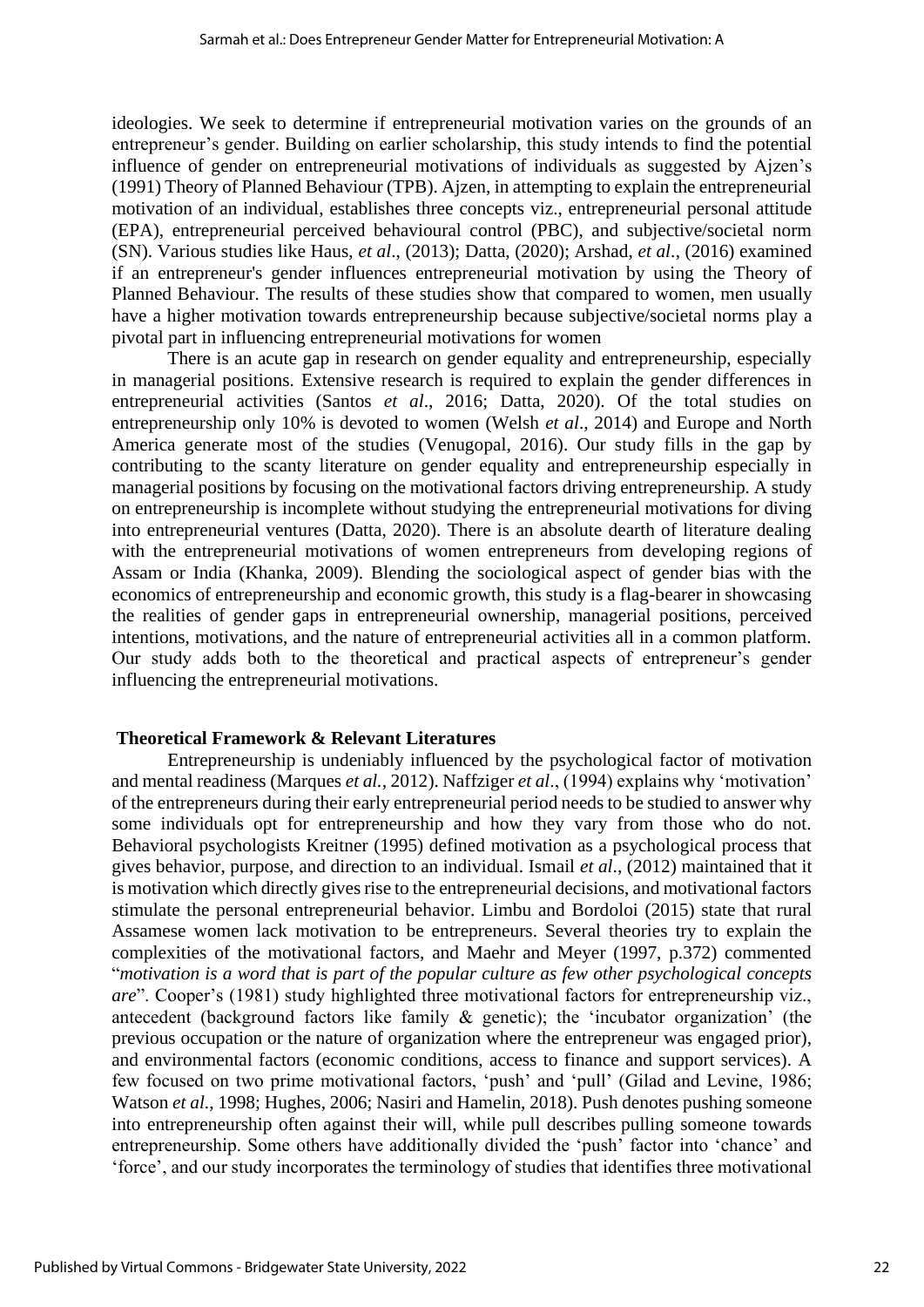ideologies. We seek to determine if entrepreneurial motivation varies on the grounds of an entrepreneur's gender. Building on earlier scholarship, this study intends to find the potential influence of gender on entrepreneurial motivations of individuals as suggested by Ajzen's (1991) Theory of Planned Behaviour (TPB). Ajzen, in attempting to explain the entrepreneurial motivation of an individual, establishes three concepts viz., entrepreneurial personal attitude (EPA), entrepreneurial perceived behavioural control (PBC), and subjective/societal norm (SN). Various studies like Haus, *et al*., (2013); Datta, (2020); Arshad, *et al*., (2016) examined if an entrepreneur's gender influences entrepreneurial motivation by using the Theory of Planned Behaviour. The results of these studies show that compared to women, men usually have a higher motivation towards entrepreneurship because subjective/societal norms play a pivotal part in influencing entrepreneurial motivations for women

There is an acute gap in research on gender equality and entrepreneurship, especially in managerial positions. Extensive research is required to explain the gender differences in entrepreneurial activities (Santos *et al*., 2016; Datta, 2020). Of the total studies on entrepreneurship only 10% is devoted to women (Welsh *et al*., 2014) and Europe and North America generate most of the studies (Venugopal, 2016). Our study fills in the gap by contributing to the scanty literature on gender equality and entrepreneurship especially in managerial positions by focusing on the motivational factors driving entrepreneurship. A study on entrepreneurship is incomplete without studying the entrepreneurial motivations for diving into entrepreneurial ventures (Datta, 2020). There is an absolute dearth of literature dealing with the entrepreneurial motivations of women entrepreneurs from developing regions of Assam or India (Khanka, 2009). Blending the sociological aspect of gender bias with the economics of entrepreneurship and economic growth, this study is a flag-bearer in showcasing the realities of gender gaps in entrepreneurial ownership, managerial positions, perceived intentions, motivations, and the nature of entrepreneurial activities all in a common platform. Our study adds both to the theoretical and practical aspects of entrepreneur's gender influencing the entrepreneurial motivations.

## Theoretical Framework & Relevant Literatures

Entrepreneurship is undeniably influenced by the psychological factor of motivation and mental readiness (Marques *et al.*, 2012). Naffziger *et al*., (1994) explains why 'motivation' of the entrepreneurs during their early entrepreneurial period needs to be studied to answer why some individuals opt for entrepreneurship and how they vary from those who do not. Behavioral psychologists Kreitner (1995) defined motivation as a psychological process that gives behavior, purpose, and direction to an individual. Ismail *et al*., (2012) maintained that it is motivation which directly gives rise to the entrepreneurial decisions, and motivational factors stimulate the personal entrepreneurial behavior. Limbu and Bordoloi (2015) state that rural Assamese women lack motivation to be entrepreneurs. Several theories try to explain the complexities of the motivational factors, and Maehr and Meyer (1997, p.372) commented "*motivation is a word that is part of the popular culture as few other psychological concepts are*". Cooper's (1981) study highlighted three motivational factors for entrepreneurship viz., antecedent (background factors like family & genetic); the 'incubator organization' (the previous occupation or the nature of organization where the entrepreneur was engaged prior), and environmental factors (economic conditions, access to finance and support services). A few focused on two prime motivational factors, 'push' and 'pull' (Gilad and Levine, 1986; Watson *et al*., 1998; Hughes, 2006; Nasiri and Hamelin, 2018). Push denotes pushing someone into entrepreneurship often against their will, while pull describes pulling someone towards entrepreneurship. Some others have additionally divided the 'push' factor into 'chance' and 'force', and our study incorporates the terminology of studies that identifies three motivational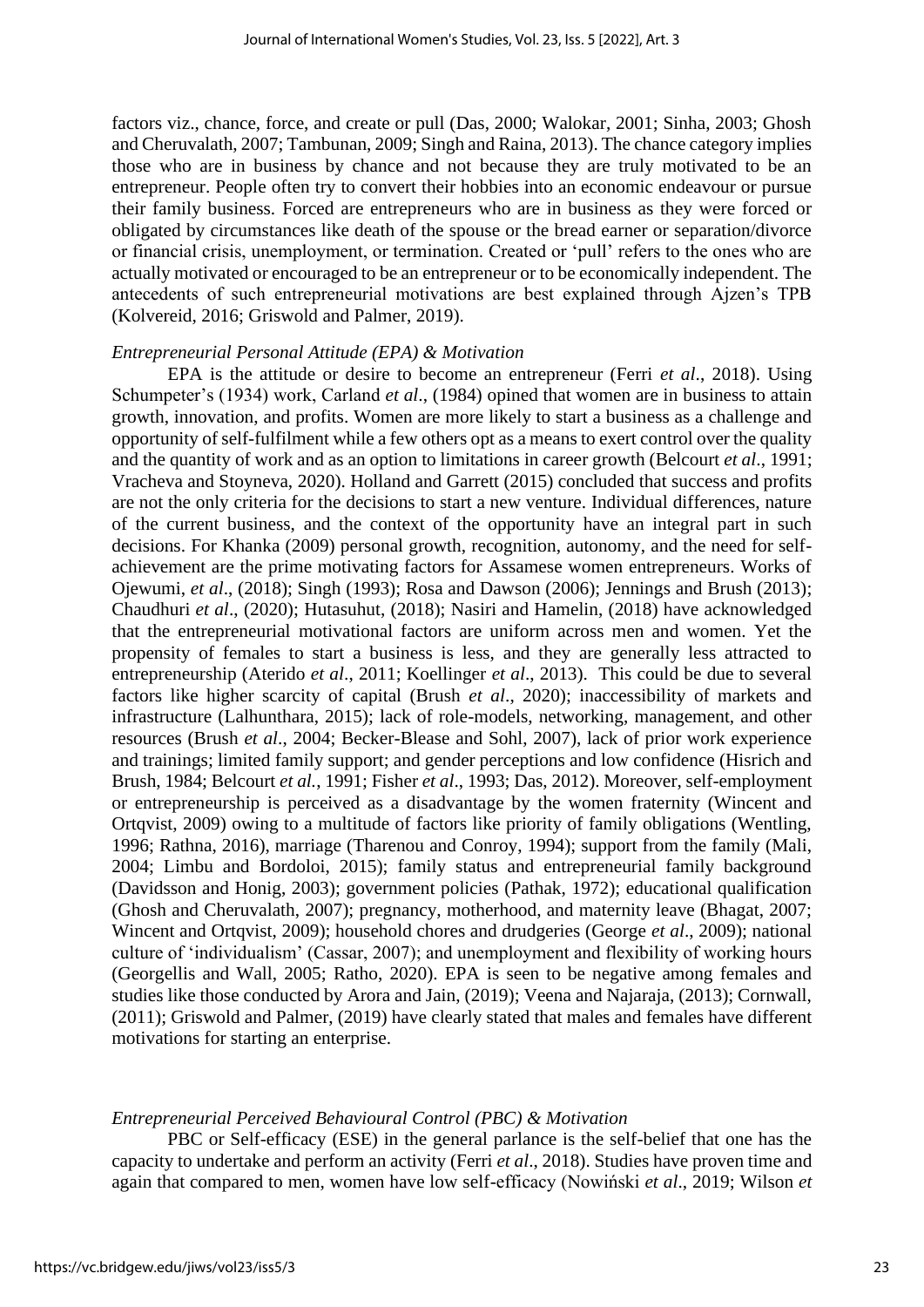factors viz., chance, force, and create or pull (Das, 2000; Walokar, 2001; Sinha, 2003; Ghosh and Cheruvalath, 2007; Tambunan, 2009; Singh and Raina, 2013). The chance category implies those who are in business by chance and not because they are truly motivated to be an entrepreneur. People often try to convert their hobbies into an economic endeavour or pursue their family business. Forced are entrepreneurs who are in business as they were forced or obligated by circumstances like death of the spouse or the bread earner or separation/divorce or financial crisis, unemployment, or termination. Created or 'pull' refers to the ones who are actually motivated or encouraged to be an entrepreneur or to be economically independent. The antecedents of such entrepreneurial motivations are best explained through Ajzen's TPB (Kolvereid, 2016; Griswold and Palmer, 2019).

*Entrepreneurial Personal Attitude (EPA) & Motivation*

EPA is the attitude or desire to become an entrepreneur (Ferri *et al*., 2018). Using Schumpeter's (1934) work, Carland *et al*., (1984) opined that women are in business to attain growth, innovation, and profits. Women are more likely to start a business as a challenge and opportunity of self-fulfilment while a few others opt as a means to exert control over the quality and the quantity of work and as an option to limitations in career growth (Belcourt *et al*., 1991; Vracheva and Stoyneva, 2020). Holland and Garrett (2015) concluded that success and profits are not the only criteria for the decisions to start a new venture. Individual differences, nature of the current business, and the context of the opportunity have an integral part in such decisions. For Khanka (2009) personal growth, recognition, autonomy, and the need for self-achievement are the prime motivating factors for Assamese women entrepreneurs. Works of Ojewumi, *et al*., (2018); Singh (1993); Rosa and Dawson (2006); Jennings and Brush (2013); Chaudhuri *et al*., (2020); Hutasuhut, (2018); Nasiri and Hamelin, (2018) have acknowledged that the entrepreneurial motivational factors are uniform across men and women. Yet the propensity of females to start a business is less, and they are generally less attracted to entrepreneurship (Aterido *et al*., 2011; Koellinger *et al*., 2013). This could be due to several factors like higher scarcity of capital (Brush *et al*., 2020); inaccessibility of markets and infrastructure (Lalhunthara, 2015); lack of role-models, networking, management, and other resources (Brush *et al*., 2004; Becker-Blease and Sohl, 2007), lack of prior work experience and trainings; limited family support; and gender perceptions and low confidence (Hisrich and Brush, 1984; Belcourt *et al.*, 1991; Fisher *et al*., 1993; Das, 2012). Moreover, self-employment or entrepreneurship is perceived as a disadvantage by the women fraternity (Wincent and Ortqvist, 2009) owing to a multitude of factors like priority of family obligations (Wentling, 1996; Rathna, 2016), marriage (Tharenou and Conroy, 1994); support from the family (Mali, 2004; Limbu and Bordoloi, 2015); family status and entrepreneurial family background (Davidsson and Honig, 2003); government policies (Pathak, 1972); educational qualification (Ghosh and Cheruvalath, 2007); pregnancy, motherhood, and maternity leave (Bhagat, 2007; Wincent and Ortqvist, 2009); household chores and drudgeries (George *et al*., 2009); national culture of 'individualism' (Cassar, 2007); and unemployment and flexibility of working hours (Georgellis and Wall, 2005; Ratho, 2020). EPA is seen to be negative among females and studies like those conducted by Arora and Jain, (2019); Veena and Najaraja, (2013); Cornwall, (2011); Griswold and Palmer, (2019) have clearly stated that males and females have different motivations for starting an enterprise.

*Entrepreneurial Perceived Behavioural Control (PBC) & Motivation*

PBC or Self-efficacy (ESE) in the general parlance is the self-belief that one has the capacity to undertake and perform an activity (Ferri *et al*., 2018). Studies have proven time and again that compared to men, women have low self-efficacy (Nowiński *et al*., 2019; Wilson *et*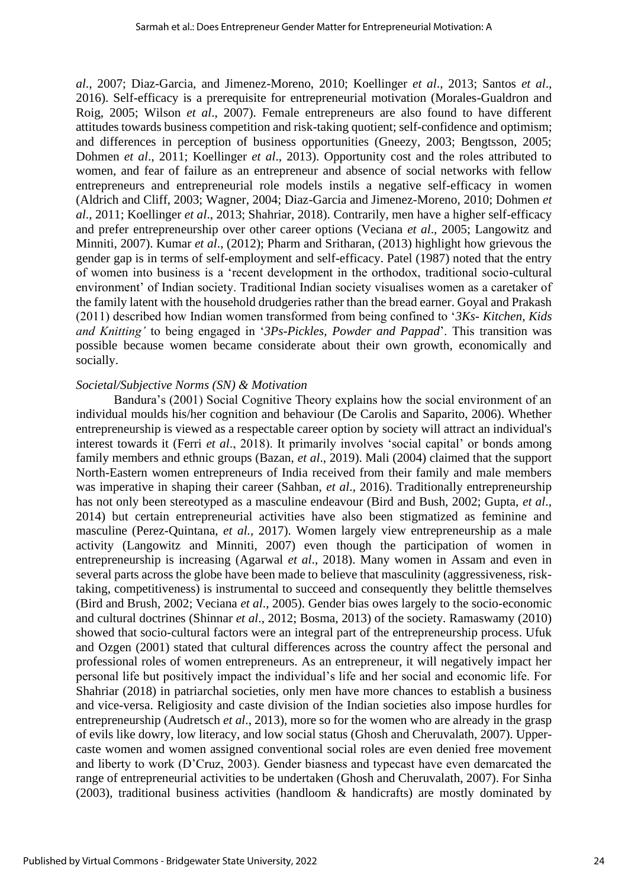*al*., 2007; Diaz-Garcia, and Jimenez-Moreno, 2010; Koellinger *et al*., 2013; Santos *et al*., 2016). Self-efficacy is a prerequisite for entrepreneurial motivation (Morales-Gualdron and Roig, 2005; Wilson *et al*., 2007). Female entrepreneurs are also found to have different attitudes towards business competition and risk-taking quotient; self-confidence and optimism; and differences in perception of business opportunities (Gneezy, 2003; Bengtsson, 2005; Dohmen *et al*., 2011; Koellinger *et al*., 2013). Opportunity cost and the roles attributed to women, and fear of failure as an entrepreneur and absence of social networks with fellow entrepreneurs and entrepreneurial role models instils a negative self-efficacy in women (Aldrich and Cliff, 2003; Wagner, 2004; Diaz-Garcia and Jimenez-Moreno, 2010; Dohmen *et al*., 2011; Koellinger *et al*., 2013; Shahriar, 2018). Contrarily, men have a higher self-efficacy and prefer entrepreneurship over other career options (Veciana *et al*., 2005; Langowitz and Minniti, 2007). Kumar *et al*., (2012); Pharm and Sritharan, (2013) highlight how grievous the gender gap is in terms of self-employment and self-efficacy. Patel (1987) noted that the entry of women into business is a 'recent development in the orthodox, traditional socio-cultural environment' of Indian society. Traditional Indian society visualises women as a caretaker of the family latent with the household drudgeries rather than the bread earner. Goyal and Prakash (2011) described how Indian women transformed from being confined to '*3Ks- Kitchen, Kids and Knitting'* to being engaged in '*3Ps-Pickles, Powder and Pappad*'. This transition was possible because women became considerate about their own growth, economically and socially.

*Societal/Subjective Norms (SN) & Motivation*

Bandura's (2001) Social Cognitive Theory explains how the social environment of an individual moulds his/her cognition and behaviour (De Carolis and Saparito, 2006). Whether entrepreneurship is viewed as a respectable career option by society will attract an individual's interest towards it (Ferri *et al*., 2018). It primarily involves 'social capital' or bonds among family members and ethnic groups (Bazan, *et al*., 2019). Mali (2004) claimed that the support North-Eastern women entrepreneurs of India received from their family and male members was imperative in shaping their career (Sahban, *et al*., 2016). Traditionally entrepreneurship has not only been stereotyped as a masculine endeavour (Bird and Bush, 2002; Gupta, *et al*., 2014) but certain entrepreneurial activities have also been stigmatized as feminine and masculine (Perez-Quintana, *et al.,* 2017). Women largely view entrepreneurship as a male activity (Langowitz and Minniti, 2007) even though the participation of women in entrepreneurship is increasing (Agarwal *et al*., 2018). Many women in Assam and even in several parts across the globe have been made to believe that masculinity (aggressiveness, risk-taking, competitiveness) is instrumental to succeed and consequently they belittle themselves (Bird and Brush, 2002; Veciana *et al*., 2005). Gender bias owes largely to the socio-economic and cultural doctrines (Shinnar *et al*., 2012; Bosma, 2013) of the society. Ramaswamy (2010) showed that socio-cultural factors were an integral part of the entrepreneurship process. Ufuk and Ozgen (2001) stated that cultural differences across the country affect the personal and professional roles of women entrepreneurs. As an entrepreneur, it will negatively impact her personal life but positively impact the individual's life and her social and economic life. For Shahriar (2018) in patriarchal societies, only men have more chances to establish a business and vice-versa. Religiosity and caste division of the Indian societies also impose hurdles for entrepreneurship (Audretsch *et al*., 2013), more so for the women who are already in the grasp of evils like dowry, low literacy, and low social status (Ghosh and Cheruvalath, 2007). Upper-caste women and women assigned conventional social roles are even denied free movement and liberty to work (D'Cruz, 2003). Gender biasness and typecast have even demarcated the range of entrepreneurial activities to be undertaken (Ghosh and Cheruvalath, 2007). For Sinha (2003), traditional business activities (handloom & handicrafts) are mostly dominated by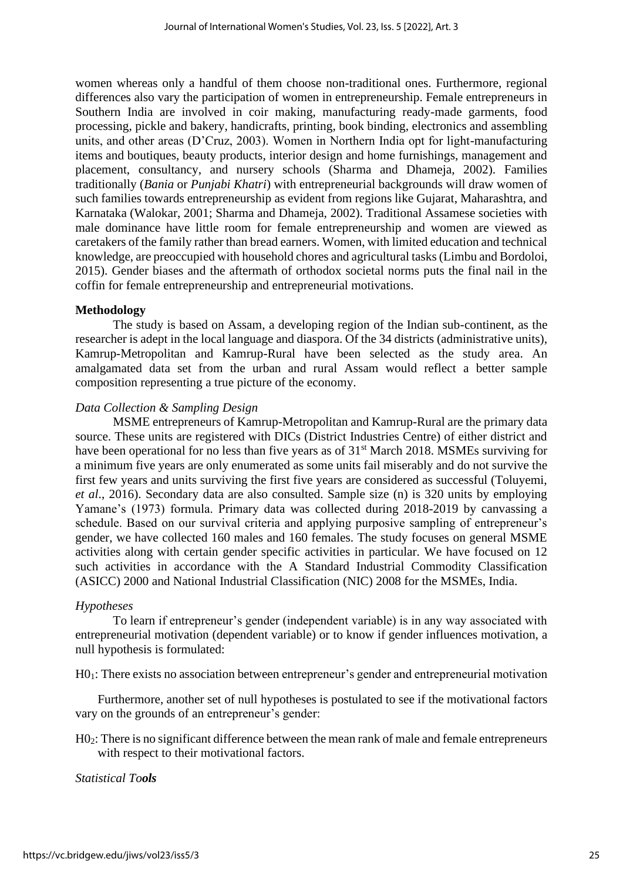women whereas only a handful of them choose non-traditional ones. Furthermore, regional differences also vary the participation of women in entrepreneurship. Female entrepreneurs in Southern India are involved in coir making, manufacturing ready-made garments, food processing, pickle and bakery, handicrafts, printing, book binding, electronics and assembling units, and other areas (D'Cruz, 2003). Women in Northern India opt for light-manufacturing items and boutiques, beauty products, interior design and home furnishings, management and placement, consultancy, and nursery schools (Sharma and Dhameja, 2002). Families traditionally (*Bania* or *Punjabi Khatri*) with entrepreneurial backgrounds will draw women of such families towards entrepreneurship as evident from regions like Gujarat, Maharashtra, and Karnataka (Walokar, 2001; Sharma and Dhameja, 2002). Traditional Assamese societies with male dominance have little room for female entrepreneurship and women are viewed as caretakers of the family rather than bread earners. Women, with limited education and technical knowledge, are preoccupied with household chores and agricultural tasks (Limbu and Bordoloi, 2015). Gender biases and the aftermath of orthodox societal norms puts the final nail in the coffin for female entrepreneurship and entrepreneurial motivations.

## Methodology

The study is based on Assam, a developing region of the Indian sub-continent, as the researcher is adept in the local language and diaspora. Of the 34 districts (administrative units), Kamrup-Metropolitan and Kamrup-Rural have been selected as the study area. An amalgamated data set from the urban and rural Assam would reflect a better sample composition representing a true picture of the economy.

### *Data Collection & Sampling Design*

MSME entrepreneurs of Kamrup-Metropolitan and Kamrup-Rural are the primary data source. These units are registered with DICs (District Industries Centre) of either district and have been operational for no less than five years as of 31st March 2018. MSMEs surviving for a minimum five years are only enumerated as some units fail miserably and do not survive the first few years and units surviving the first five years are considered as successful (Toluyemi, *et al*., 2016). Secondary data are also consulted. Sample size (n) is 320 units by employing Yamane's (1973) formula. Primary data was collected during 2018-2019 by canvassing a schedule. Based on our survival criteria and applying purposive sampling of entrepreneur's gender, we have collected 160 males and 160 females. The study focuses on general MSME activities along with certain gender specific activities in particular. We have focused on 12 such activities in accordance with the A Standard Industrial Commodity Classification (ASICC) 2000 and National Industrial Classification (NIC) 2008 for the MSMEs, India.

### *Hypotheses*

To learn if entrepreneur's gender (independent variable) is in any way associated with entrepreneurial motivation (dependent variable) or to know if gender influences motivation, a null hypothesis is formulated:

$H0_1$: There exists no association between entrepreneur's gender and entrepreneurial motivation

Furthermore, another set of null hypotheses is postulated to see if the motivational factors vary on the grounds of an entrepreneur's gender:

$H0_2$: There is no significant difference between the mean rank of male and female entrepreneurs with respect to their motivational factors.

### *Statistical Tools*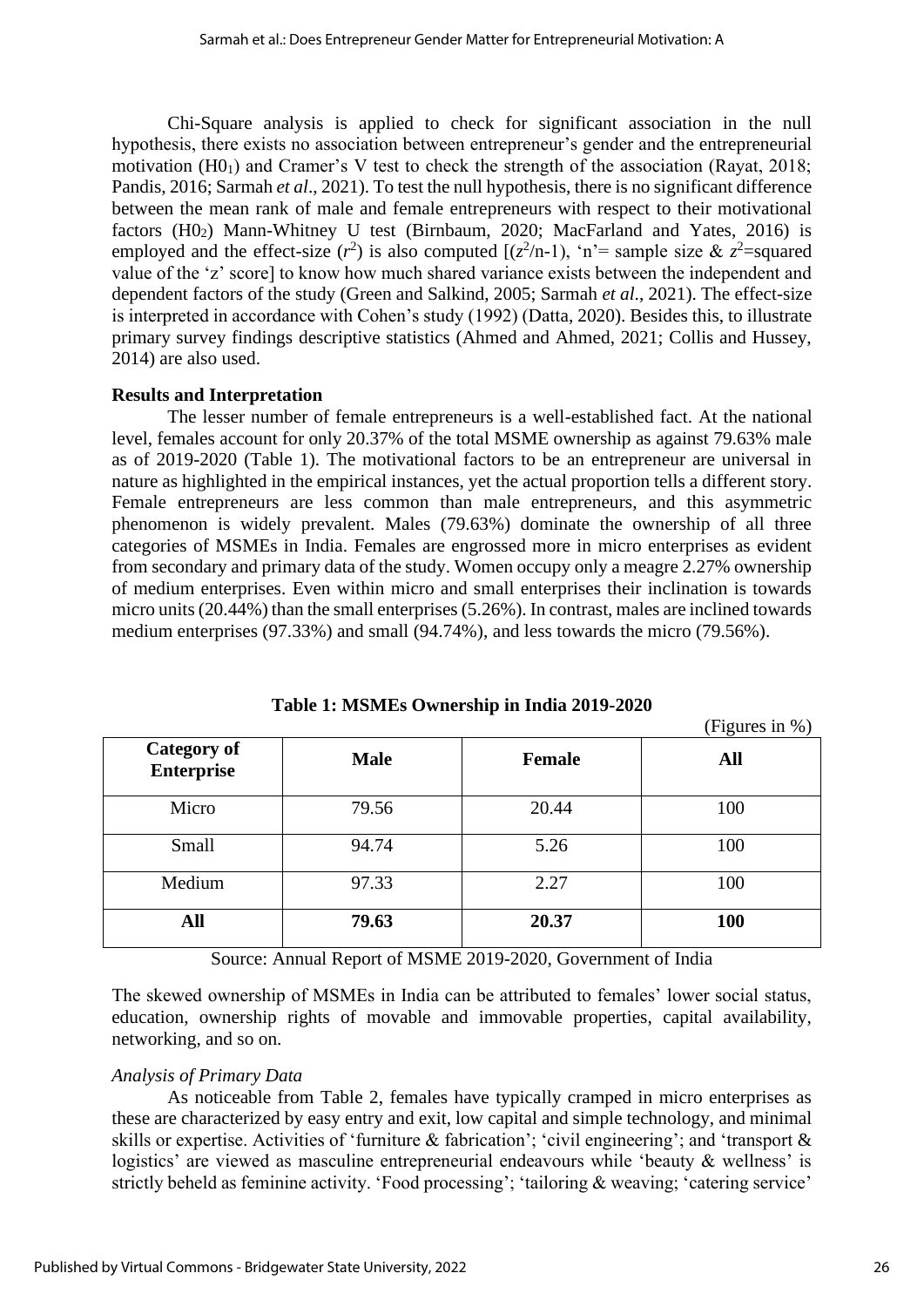Chi-Square analysis is applied to check for significant association in the null hypothesis, there exists no association between entrepreneur's gender and the entrepreneurial motivation ($H0_1$) and Cramer's V test to check the strength of the association (Rayat, 2018; Pandis, 2016; Sarmah *et al*., 2021). To test the null hypothesis, there is no significant difference between the mean rank of male and female entrepreneurs with respect to their motivational factors ($H0_2$) Mann-Whitney U test (Birnbaum, 2020; MacFarland and Yates, 2016) is employed and the effect-size ($r^2$) is also computed [$(z^2/\text{n-1})$, 'n'= sample size & $z^2$=squared value of the 'z' score] to know how much shared variance exists between the independent and dependent factors of the study (Green and Salkind, 2005; Sarmah *et al*., 2021). The effect-size is interpreted in accordance with Cohen's study (1992) (Datta, 2020). Besides this, to illustrate primary survey findings descriptive statistics (Ahmed and Ahmed, 2021; Collis and Hussey, 2014) are also used.

**Results and Interpretation**

The lesser number of female entrepreneurs is a well-established fact. At the national level, females account for only 20.37% of the total MSME ownership as against 79.63% male as of 2019-2020 (Table 1). The motivational factors to be an entrepreneur are universal in nature as highlighted in the empirical instances, yet the actual proportion tells a different story. Female entrepreneurs are less common than male entrepreneurs, and this asymmetric phenomenon is widely prevalent. Males (79.63%) dominate the ownership of all three categories of MSMEs in India. Females are engrossed more in micro enterprises as evident from secondary and primary data of the study. Women occupy only a meagre 2.27% ownership of medium enterprises. Even within micro and small enterprises their inclination is towards micro units (20.44%) than the small enterprises (5.26%). In contrast, males are inclined towards medium enterprises (97.33%) and small (94.74%), and less towards the micro (79.56%).

**Table 1: MSMEs Ownership in India 2019-2020**

(Figures in %)

| Category of Enterprise | Male | Female | All |
|---|---|---|---|
| Micro | 79.56 | 20.44 | 100 |
| Small | 94.74 | 5.26 | 100 |
| Medium | 97.33 | 2.27 | 100 |
| **All** | **79.63** | **20.37** | **100** |

Source: Annual Report of MSME 2019-2020, Government of India

The skewed ownership of MSMEs in India can be attributed to females' lower social status, education, ownership rights of movable and immovable properties, capital availability, networking, and so on.

*Analysis of Primary Data*

As noticeable from Table 2, females have typically cramped in micro enterprises as these are characterized by easy entry and exit, low capital and simple technology, and minimal skills or expertise. Activities of 'furniture & fabrication'; 'civil engineering'; and 'transport & logistics' are viewed as masculine entrepreneurial endeavours while 'beauty & wellness' is strictly beheld as feminine activity. 'Food processing'; 'tailoring & weaving; 'catering service'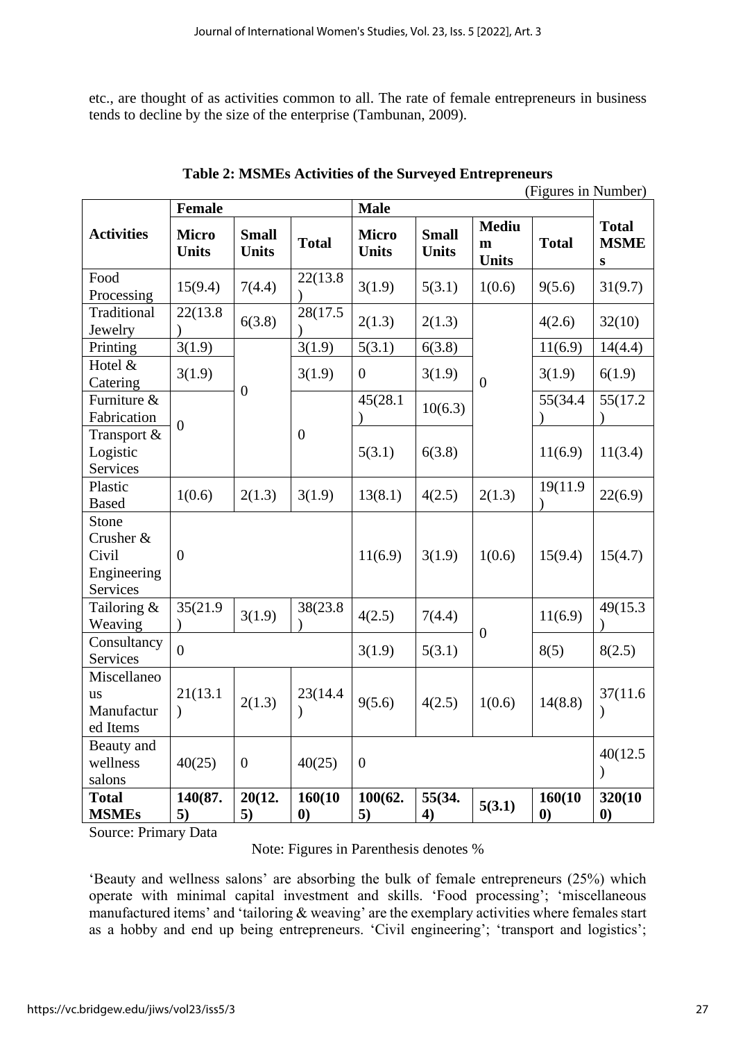etc., are thought of as activities common to all. The rate of female entrepreneurs in business tends to decline by the size of the enterprise (Tambunan, 2009).

**Table 2: MSMEs Activities of the Surveyed Entrepreneurs**

(Figures in Number)

| Activities | Female | | | Male | | | | Total MSMEs |
|---|---|---|---|---|---|---|---|---|
| | Micro Units | Small Units | Total | Micro Units | Small Units | Medium Units | Total | |
| Food Processing | 15(9.4) | 7(4.4) | 22(13.8) | 3(1.9) | 5(3.1) | 1(0.6) | 9(5.6) | 31(9.7) |
| Traditional Jewelry | 22(13.8) | 6(3.8) | 28(17.5) | 2(1.3) | 2(1.3) | 0 | 4(2.6) | 32(10) |
| Printing | 3(1.9) | 0 | 3(1.9) | 5(3.1) | 6(3.8) | 0 | 11(6.9) | 14(4.4) |
| Hotel & Catering | 3(1.9) | 0 | 3(1.9) | 0 | 3(1.9) | 0 | 3(1.9) | 6(1.9) |
| Furniture & Fabrication | 0 | 0 | 0 | 45(28.1) | 10(6.3) | 0 | 55(34.4) | 55(17.2) |
| Transport & Logistic Services | 0 | 0 | 0 | 5(3.1) | 6(3.8) | 0 | 11(6.9) | 11(3.4) |
| Plastic Based | 1(0.6) | 2(1.3) | 3(1.9) | 13(8.1) | 4(2.5) | 2(1.3) | 19(11.9) | 22(6.9) |
| Stone Crusher & Civil Engineering Services | 0 | | | 11(6.9) | 3(1.9) | 1(0.6) | 15(9.4) | 15(4.7) |
| Tailoring & Weaving | 35(21.9) | 3(1.9) | 38(23.8) | 4(2.5) | 7(4.4) | 0 | 11(6.9) | 49(15.3) |
| Consultancy Services | 0 | | | 3(1.9) | 5(3.1) | 0 | 8(5) | 8(2.5) |
| Miscellaneous Manufactured Items | 21(13.1) | 2(1.3) | 23(14.4) | 9(5.6) | 4(2.5) | 1(0.6) | 14(8.8) | 37(11.6) |
| Beauty and wellness salons | 40(25) | 0 | 40(25) | 0 | | | | 40(12.5) |
| **Total MSMEs** | **140(87.5)** | **20(12.5)** | **160(100)** | **100(62.5)** | **55(34.4)** | **5(3.1)** | **160(100)** | **320(100)** |

Source: Primary Data

Note: Figures in Parenthesis denotes %

'Beauty and wellness salons' are absorbing the bulk of female entrepreneurs (25%) which operate with minimal capital investment and skills. 'Food processing'; 'miscellaneous manufactured items' and 'tailoring & weaving' are the exemplary activities where females start as a hobby and end up being entrepreneurs. 'Civil engineering'; 'transport and logistics';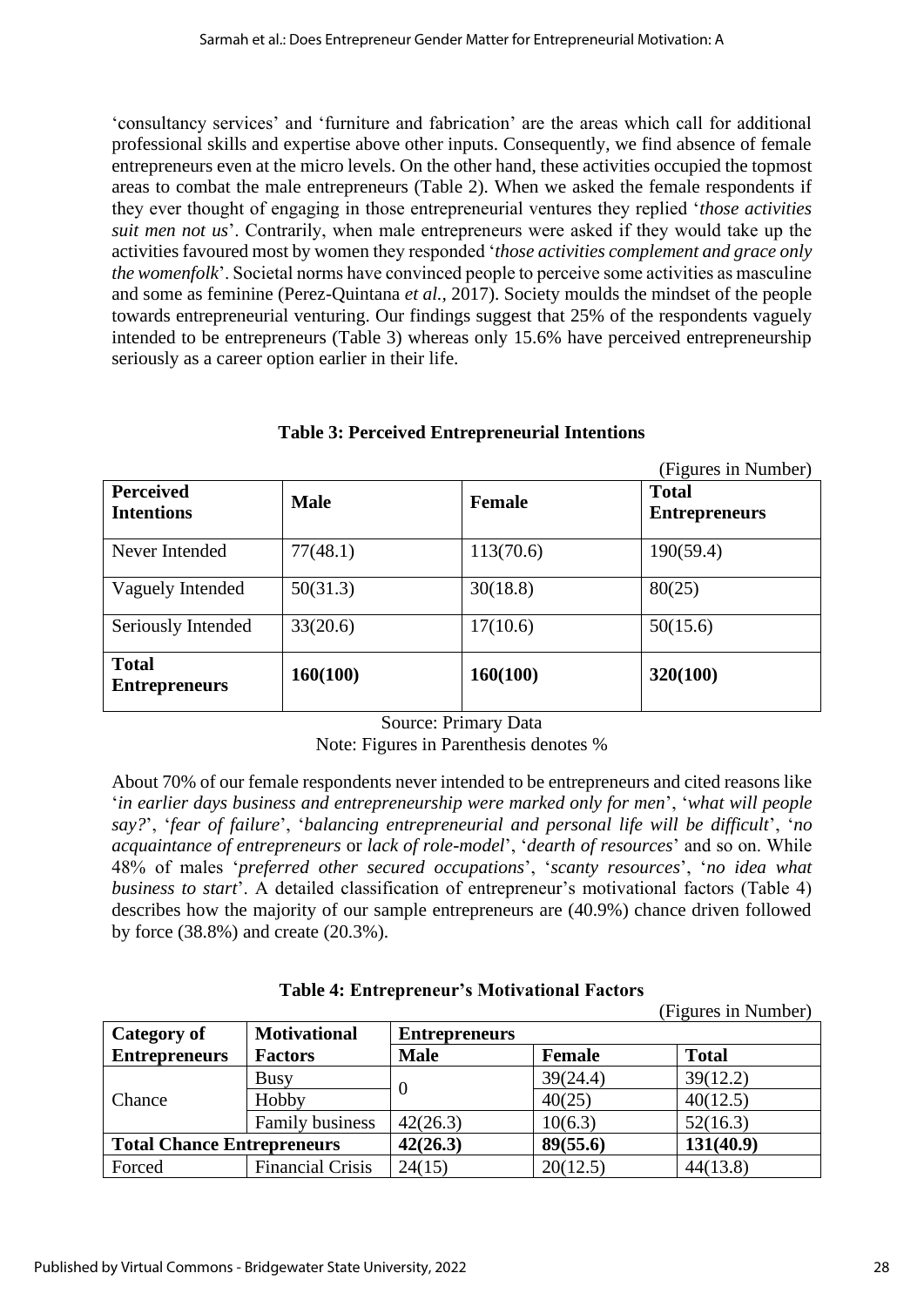'consultancy services' and 'furniture and fabrication' are the areas which call for additional professional skills and expertise above other inputs. Consequently, we find absence of female entrepreneurs even at the micro levels. On the other hand, these activities occupied the topmost areas to combat the male entrepreneurs (Table 2). When we asked the female respondents if they ever thought of engaging in those entrepreneurial ventures they replied '*those activities suit men not us*'. Contrarily, when male entrepreneurs were asked if they would take up the activities favoured most by women they responded '*those activities complement and grace only the womenfolk*'. Societal norms have convinced people to perceive some activities as masculine and some as feminine (Perez-Quintana *et al.,* 2017). Society moulds the mindset of the people towards entrepreneurial venturing. Our findings suggest that 25% of the respondents vaguely intended to be entrepreneurs (Table 3) whereas only 15.6% have perceived entrepreneurship seriously as a career option earlier in their life.

**Table 3: Perceived Entrepreneurial Intentions**

(Figures in Number)

| Perceived Intentions | Male | Female | Total Entrepreneurs |
|---|---|---|---|
| Never Intended | 77(48.1) | 113(70.6) | 190(59.4) |
| Vaguely Intended | 50(31.3) | 30(18.8) | 80(25) |
| Seriously Intended | 33(20.6) | 17(10.6) | 50(15.6) |
| **Total Entrepreneurs** | **160(100)** | **160(100)** | **320(100)** |

Source: Primary Data

Note: Figures in Parenthesis denotes %

About 70% of our female respondents never intended to be entrepreneurs and cited reasons like '*in earlier days business and entrepreneurship were marked only for men*', '*what will people say?*', '*fear of failure*', '*balancing entrepreneurial and personal life will be difficult*', '*no acquaintance of entrepreneurs* or *lack of role-model*', '*dearth of resources*' and so on. While 48% of males '*preferred other secured occupations*', '*scanty resources*', '*no idea what business to start*'. A detailed classification of entrepreneur's motivational factors (Table 4) describes how the majority of our sample entrepreneurs are (40.9%) chance driven followed by force (38.8%) and create (20.3%).

**Table 4: Entrepreneur's Motivational Factors**

(Figures in Number)

| Category of Entrepreneurs | Motivational Factors | Entrepreneurs | | |
|---|---|---|---|---|
| | | **Male** | **Female** | **Total** |
| Chance | Busy | 0 | 39(24.4) | 39(12.2) |
| | Hobby | | 40(25) | 40(12.5) |
| | Family business | 42(26.3) | 10(6.3) | 52(16.3) |
| **Total Chance Entrepreneurs** | | **42(26.3)** | **89(55.6)** | **131(40.9)** |
| Forced | Financial Crisis | 24(15) | 20(12.5) | 44(13.8) |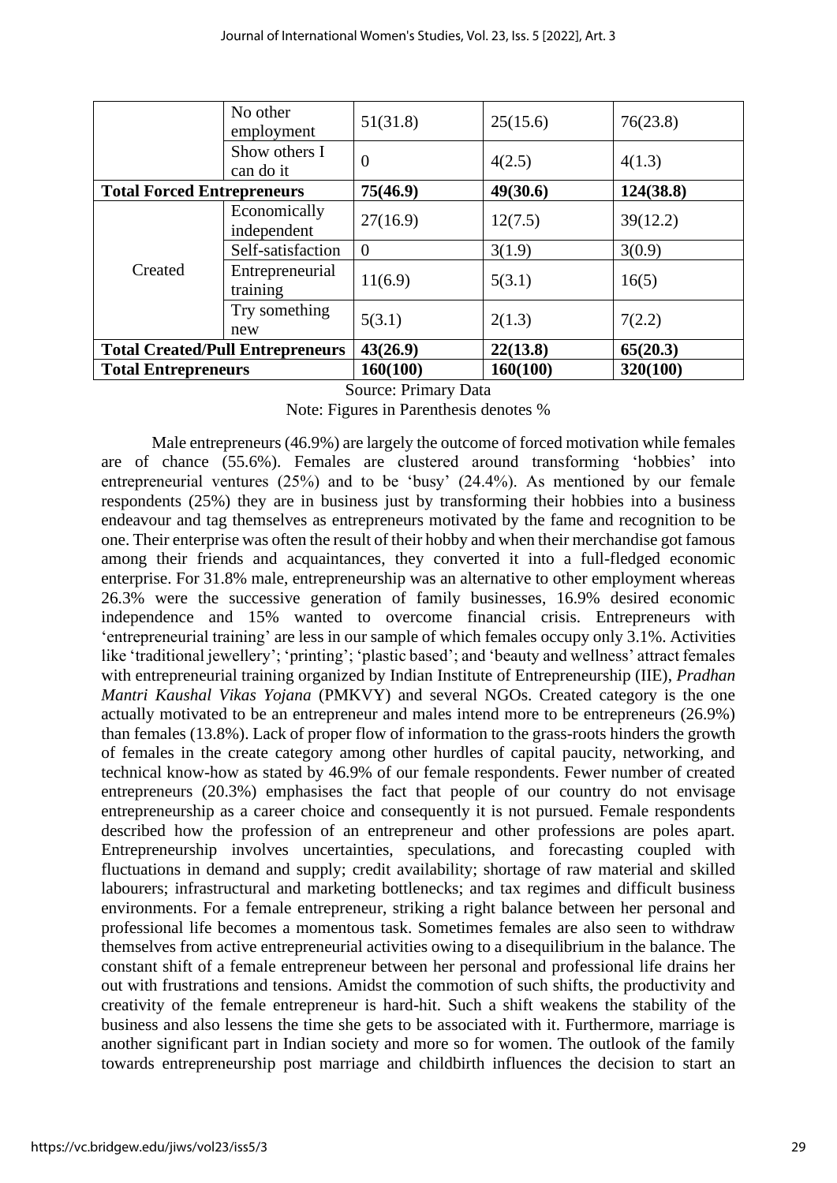|  | No other employment | 51(31.8) | 25(15.6) | 76(23.8) |
|---|---|---|---|---|
|  | Show others I can do it | 0 | 4(2.5) | 4(1.3) |
| **Total Forced Entrepreneurs** |  | **75(46.9)** | **49(30.6)** | **124(38.8)** |
| Created | Economically independent | 27(16.9) | 12(7.5) | 39(12.2) |
|  | Self-satisfaction | 0 | 3(1.9) | 3(0.9) |
|  | Entrepreneurial training | 11(6.9) | 5(3.1) | 16(5) |
|  | Try something new | 5(3.1) | 2(1.3) | 7(2.2) |
| **Total Created/Pull Entrepreneurs** |  | **43(26.9)** | **22(13.8)** | **65(20.3)** |
| **Total Entrepreneurs** |  | **160(100)** | **160(100)** | **320(100)** |

Source: Primary Data

Note: Figures in Parenthesis denotes %

Male entrepreneurs (46.9%) are largely the outcome of forced motivation while females are of chance (55.6%). Females are clustered around transforming 'hobbies' into entrepreneurial ventures (25%) and to be 'busy' (24.4%). As mentioned by our female respondents (25%) they are in business just by transforming their hobbies into a business endeavour and tag themselves as entrepreneurs motivated by the fame and recognition to be one. Their enterprise was often the result of their hobby and when their merchandise got famous among their friends and acquaintances, they converted it into a full-fledged economic enterprise. For 31.8% male, entrepreneurship was an alternative to other employment whereas 26.3% were the successive generation of family businesses, 16.9% desired economic independence and 15% wanted to overcome financial crisis. Entrepreneurs with 'entrepreneurial training' are less in our sample of which females occupy only 3.1%. Activities like 'traditional jewellery'; 'printing'; 'plastic based'; and 'beauty and wellness' attract females with entrepreneurial training organized by Indian Institute of Entrepreneurship (IIE), *Pradhan Mantri Kaushal Vikas Yojana* (PMKVY) and several NGOs. Created category is the one actually motivated to be an entrepreneur and males intend more to be entrepreneurs (26.9%) than females (13.8%). Lack of proper flow of information to the grass-roots hinders the growth of females in the create category among other hurdles of capital paucity, networking, and technical know-how as stated by 46.9% of our female respondents. Fewer number of created entrepreneurs (20.3%) emphasises the fact that people of our country do not envisage entrepreneurship as a career choice and consequently it is not pursued. Female respondents described how the profession of an entrepreneur and other professions are poles apart. Entrepreneurship involves uncertainties, speculations, and forecasting coupled with fluctuations in demand and supply; credit availability; shortage of raw material and skilled labourers; infrastructural and marketing bottlenecks; and tax regimes and difficult business environments. For a female entrepreneur, striking a right balance between her personal and professional life becomes a momentous task. Sometimes females are also seen to withdraw themselves from active entrepreneurial activities owing to a disequilibrium in the balance. The constant shift of a female entrepreneur between her personal and professional life drains her out with frustrations and tensions. Amidst the commotion of such shifts, the productivity and creativity of the female entrepreneur is hard-hit. Such a shift weakens the stability of the business and also lessens the time she gets to be associated with it. Furthermore, marriage is another significant part in Indian society and more so for women. The outlook of the family towards entrepreneurship post marriage and childbirth influences the decision to start an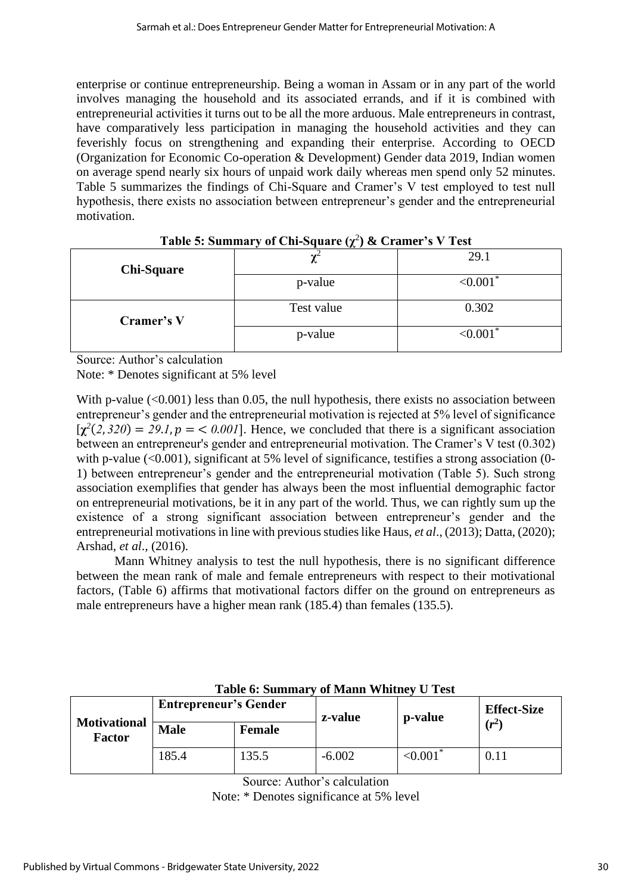enterprise or continue entrepreneurship. Being a woman in Assam or in any part of the world involves managing the household and its associated errands, and if it is combined with entrepreneurial activities it turns out to be all the more arduous. Male entrepreneurs in contrast, have comparatively less participation in managing the household activities and they can feverishly focus on strengthening and expanding their enterprise. According to OECD (Organization for Economic Co-operation & Development) Gender data 2019, Indian women on average spend nearly six hours of unpaid work daily whereas men spend only 52 minutes. Table 5 summarizes the findings of Chi-Square and Cramer's V test employed to test null hypothesis, there exists no association between entrepreneur's gender and the entrepreneurial motivation.

**Table 5: Summary of Chi-Square ($\chi^2$) & Cramer's V Test**

| | | |
|---|---|---|
| **Chi-Square** | $\chi^2$ | 29.1 |
| | p-value | <0.001* |
| **Cramer's V** | Test value | 0.302 |
| | p-value | <0.001* |

Source: Author's calculation

Note: * Denotes significant at 5% level

With p-value (<0.001) less than 0.05, the null hypothesis, there exists no association between entrepreneur's gender and the entrepreneurial motivation is rejected at 5% level of significance [$\chi^2(2, 320) = 29.1, p = < 0.001$]. Hence, we concluded that there is a significant association between an entrepreneur's gender and entrepreneurial motivation. The Cramer's V test (0.302) with p-value (<0.001), significant at 5% level of significance, testifies a strong association (0-1) between entrepreneur's gender and the entrepreneurial motivation (Table 5). Such strong association exemplifies that gender has always been the most influential demographic factor on entrepreneurial motivations, be it in any part of the world. Thus, we can rightly sum up the existence of a strong significant association between entrepreneur's gender and the entrepreneurial motivations in line with previous studies like Haus, *et al*., (2013); Datta, (2020); Arshad, *et al*., (2016).

Mann Whitney analysis to test the null hypothesis, there is no significant difference between the mean rank of male and female entrepreneurs with respect to their motivational factors, (Table 6) affirms that motivational factors differ on the ground on entrepreneurs as male entrepreneurs have a higher mean rank (185.4) than females (135.5).

**Table 6: Summary of Mann Whitney U Test**

| **Motivational Factor** | **Entrepreneur's Gender** | | **z-value** | **p-value** | **Effect-Size ($r^2$)** |
|---|---|---|---|---|---|
| | **Male** | **Female** | | | |
| | 185.4 | 135.5 | -6.002 | <0.001* | 0.11 |

Source: Author's calculation

Note: * Denotes significance at 5% level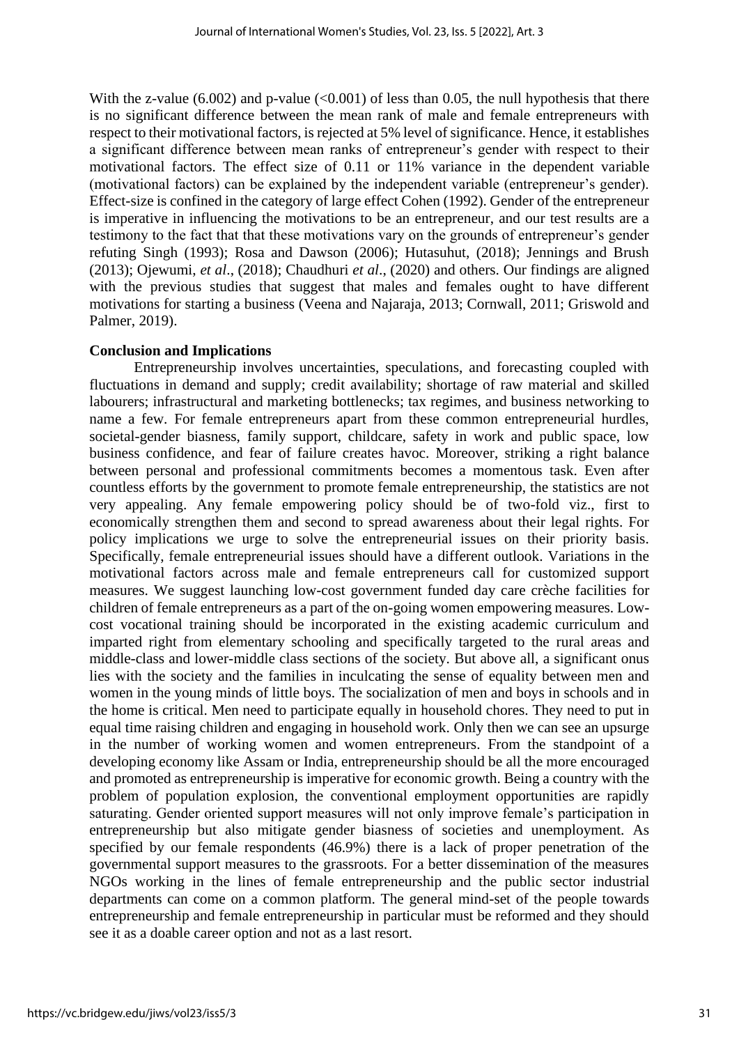With the z-value (6.002) and p-value (<0.001) of less than 0.05, the null hypothesis that there is no significant difference between the mean rank of male and female entrepreneurs with respect to their motivational factors, is rejected at 5% level of significance. Hence, it establishes a significant difference between mean ranks of entrepreneur's gender with respect to their motivational factors. The effect size of 0.11 or 11% variance in the dependent variable (motivational factors) can be explained by the independent variable (entrepreneur's gender). Effect-size is confined in the category of large effect Cohen (1992). Gender of the entrepreneur is imperative in influencing the motivations to be an entrepreneur, and our test results are a testimony to the fact that that these motivations vary on the grounds of entrepreneur's gender refuting Singh (1993); Rosa and Dawson (2006); Hutasuhut, (2018); Jennings and Brush (2013); Ojewumi, *et al*., (2018); Chaudhuri *et al*., (2020) and others. Our findings are aligned with the previous studies that suggest that males and females ought to have different motivations for starting a business (Veena and Najaraja, 2013; Cornwall, 2011; Griswold and Palmer, 2019).

## Conclusion and Implications

Entrepreneurship involves uncertainties, speculations, and forecasting coupled with fluctuations in demand and supply; credit availability; shortage of raw material and skilled labourers; infrastructural and marketing bottlenecks; tax regimes, and business networking to name a few. For female entrepreneurs apart from these common entrepreneurial hurdles, societal-gender biasness, family support, childcare, safety in work and public space, low business confidence, and fear of failure creates havoc. Moreover, striking a right balance between personal and professional commitments becomes a momentous task. Even after countless efforts by the government to promote female entrepreneurship, the statistics are not very appealing. Any female empowering policy should be of two-fold viz., first to economically strengthen them and second to spread awareness about their legal rights. For policy implications we urge to solve the entrepreneurial issues on their priority basis. Specifically, female entrepreneurial issues should have a different outlook. Variations in the motivational factors across male and female entrepreneurs call for customized support measures. We suggest launching low-cost government funded day care crèche facilities for children of female entrepreneurs as a part of the on-going women empowering measures. Low-cost vocational training should be incorporated in the existing academic curriculum and imparted right from elementary schooling and specifically targeted to the rural areas and middle-class and lower-middle class sections of the society. But above all, a significant onus lies with the society and the families in inculcating the sense of equality between men and women in the young minds of little boys. The socialization of men and boys in schools and in the home is critical. Men need to participate equally in household chores. They need to put in equal time raising children and engaging in household work. Only then we can see an upsurge in the number of working women and women entrepreneurs. From the standpoint of a developing economy like Assam or India, entrepreneurship should be all the more encouraged and promoted as entrepreneurship is imperative for economic growth. Being a country with the problem of population explosion, the conventional employment opportunities are rapidly saturating. Gender oriented support measures will not only improve female's participation in entrepreneurship but also mitigate gender biasness of societies and unemployment. As specified by our female respondents (46.9%) there is a lack of proper penetration of the governmental support measures to the grassroots. For a better dissemination of the measures NGOs working in the lines of female entrepreneurship and the public sector industrial departments can come on a common platform. The general mind-set of the people towards entrepreneurship and female entrepreneurship in particular must be reformed and they should see it as a doable career option and not as a last resort.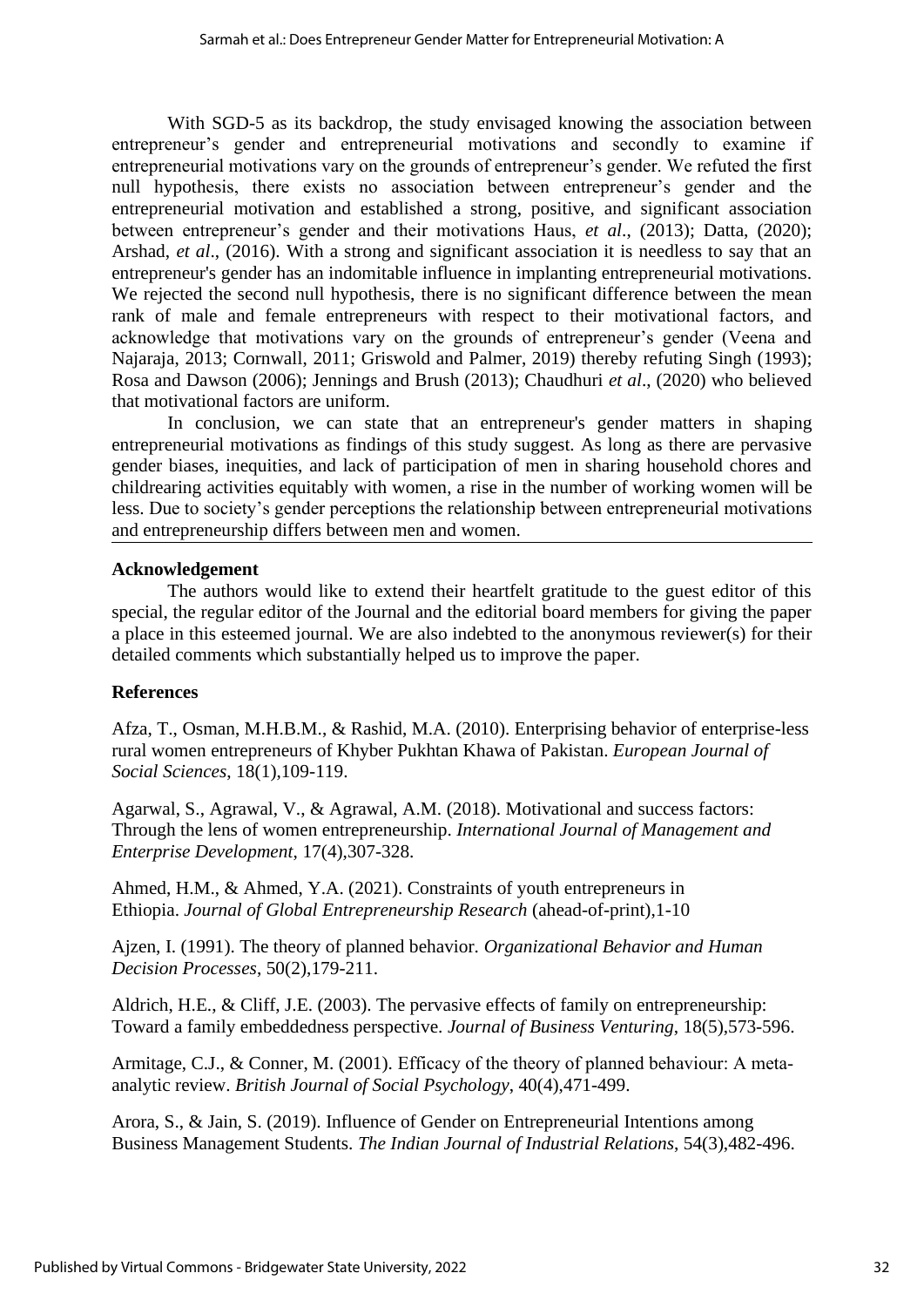With SGD-5 as its backdrop, the study envisaged knowing the association between entrepreneur's gender and entrepreneurial motivations and secondly to examine if entrepreneurial motivations vary on the grounds of entrepreneur's gender. We refuted the first null hypothesis, there exists no association between entrepreneur's gender and the entrepreneurial motivation and established a strong, positive, and significant association between entrepreneur's gender and their motivations Haus, *et al*., (2013); Datta, (2020); Arshad, *et al*., (2016). With a strong and significant association it is needless to say that an entrepreneur's gender has an indomitable influence in implanting entrepreneurial motivations. We rejected the second null hypothesis, there is no significant difference between the mean rank of male and female entrepreneurs with respect to their motivational factors, and acknowledge that motivations vary on the grounds of entrepreneur's gender (Veena and Najaraja, 2013; Cornwall, 2011; Griswold and Palmer, 2019) thereby refuting Singh (1993); Rosa and Dawson (2006); Jennings and Brush (2013); Chaudhuri *et al*., (2020) who believed that motivational factors are uniform.

In conclusion, we can state that an entrepreneur's gender matters in shaping entrepreneurial motivations as findings of this study suggest. As long as there are pervasive gender biases, inequities, and lack of participation of men in sharing household chores and childrearing activities equitably with women, a rise in the number of working women will be less. Due to society's gender perceptions the relationship between entrepreneurial motivations and entrepreneurship differs between men and women.

## Acknowledgement

The authors would like to extend their heartfelt gratitude to the guest editor of this special, the regular editor of the Journal and the editorial board members for giving the paper a place in this esteemed journal. We are also indebted to the anonymous reviewer(s) for their detailed comments which substantially helped us to improve the paper.

## References

Afza, T., Osman, M.H.B.M., & Rashid, M.A. (2010). Enterprising behavior of enterprise-less rural women entrepreneurs of Khyber Pukhtan Khawa of Pakistan. *European Journal of Social Sciences*, 18(1),109-119.

Agarwal, S., Agrawal, V., & Agrawal, A.M. (2018). Motivational and success factors: Through the lens of women entrepreneurship. *International Journal of Management and Enterprise Development*, 17(4),307-328.

Ahmed, H.M., & Ahmed, Y.A. (2021). Constraints of youth entrepreneurs in Ethiopia. *Journal of Global Entrepreneurship Research* (ahead-of-print),1-10

Ajzen, I. (1991). The theory of planned behavior. *Organizational Behavior and Human Decision Processes*, 50(2),179-211.

Aldrich, H.E., & Cliff, J.E. (2003). The pervasive effects of family on entrepreneurship: Toward a family embeddedness perspective. *Journal of Business Venturing*, 18(5),573-596.

Armitage, C.J., & Conner, M. (2001). Efficacy of the theory of planned behaviour: A meta-analytic review. *British Journal of Social Psychology*, 40(4),471-499.

Arora, S., & Jain, S. (2019). Influence of Gender on Entrepreneurial Intentions among Business Management Students. *The Indian Journal of Industrial Relations*, 54(3),482-496.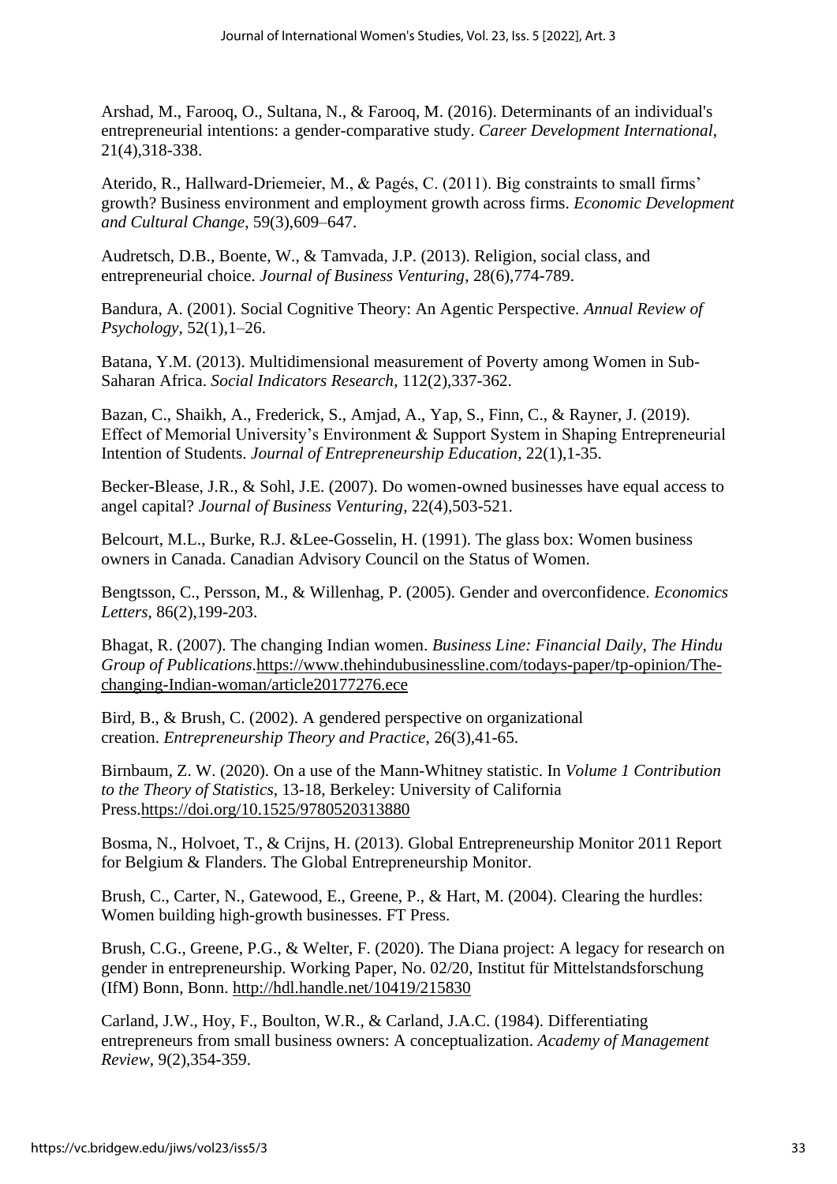Arshad, M., Farooq, O., Sultana, N., & Farooq, M. (2016). Determinants of an individual's entrepreneurial intentions: a gender-comparative study. *Career Development International*, 21(4),318-338.

Aterido, R., Hallward-Driemeier, M., & Pagés, C. (2011). Big constraints to small firms' growth? Business environment and employment growth across firms. *Economic Development and Cultural Change,* 59(3),609–647.

Audretsch, D.B., Boente, W., & Tamvada, J.P. (2013). Religion, social class, and entrepreneurial choice. *Journal of Business Venturing*, 28(6),774-789.

Bandura, A. (2001). Social Cognitive Theory: An Agentic Perspective. *Annual Review of Psychology*, 52(1),1–26.

Batana, Y.M. (2013). Multidimensional measurement of Poverty among Women in Sub-Saharan Africa. *Social Indicators Research*, 112(2),337-362.

Bazan, C., Shaikh, A., Frederick, S., Amjad, A., Yap, S., Finn, C., & Rayner, J. (2019). Effect of Memorial University's Environment & Support System in Shaping Entrepreneurial Intention of Students. *Journal of Entrepreneurship Education*, 22(1),1-35.

Becker-Blease, J.R., & Sohl, J.E. (2007). Do women-owned businesses have equal access to angel capital? *Journal of Business Venturing*, 22(4),503-521.

Belcourt, M.L., Burke, R.J. &Lee-Gosselin, H. (1991). The glass box: Women business owners in Canada. Canadian Advisory Council on the Status of Women.

Bengtsson, C., Persson, M., & Willenhag, P. (2005). Gender and overconfidence. *Economics Letters*, 86(2),199-203.

Bhagat, R. (2007). The changing Indian women. *Business Line: Financial Daily, The Hindu Group of Publications*.https://www.thehindubusinessline.com/todays-paper/tp-opinion/The-changing-Indian-woman/article20177276.ece

Bird, B., & Brush, C. (2002). A gendered perspective on organizational creation. *Entrepreneurship Theory and Practice*, 26(3),41-65.

Birnbaum, Z. W. (2020). On a use of the Mann-Whitney statistic. In *Volume 1 Contribution to the Theory of Statistics*, 13-18, Berkeley: University of California Press.https://doi.org/10.1525/9780520313880

Bosma, N., Holvoet, T., & Crijns, H. (2013). Global Entrepreneurship Monitor 2011 Report for Belgium & Flanders. The Global Entrepreneurship Monitor.

Brush, C., Carter, N., Gatewood, E., Greene, P., & Hart, M. (2004). Clearing the hurdles: Women building high-growth businesses. FT Press.

Brush, C.G., Greene, P.G., & Welter, F. (2020). The Diana project: A legacy for research on gender in entrepreneurship. Working Paper, No. 02/20, Institut für Mittelstandsforschung (IfM) Bonn, Bonn. http://hdl.handle.net/10419/215830

Carland, J.W., Hoy, F., Boulton, W.R., & Carland, J.A.C. (1984). Differentiating entrepreneurs from small business owners: A conceptualization. *Academy of Management Review*, 9(2),354-359.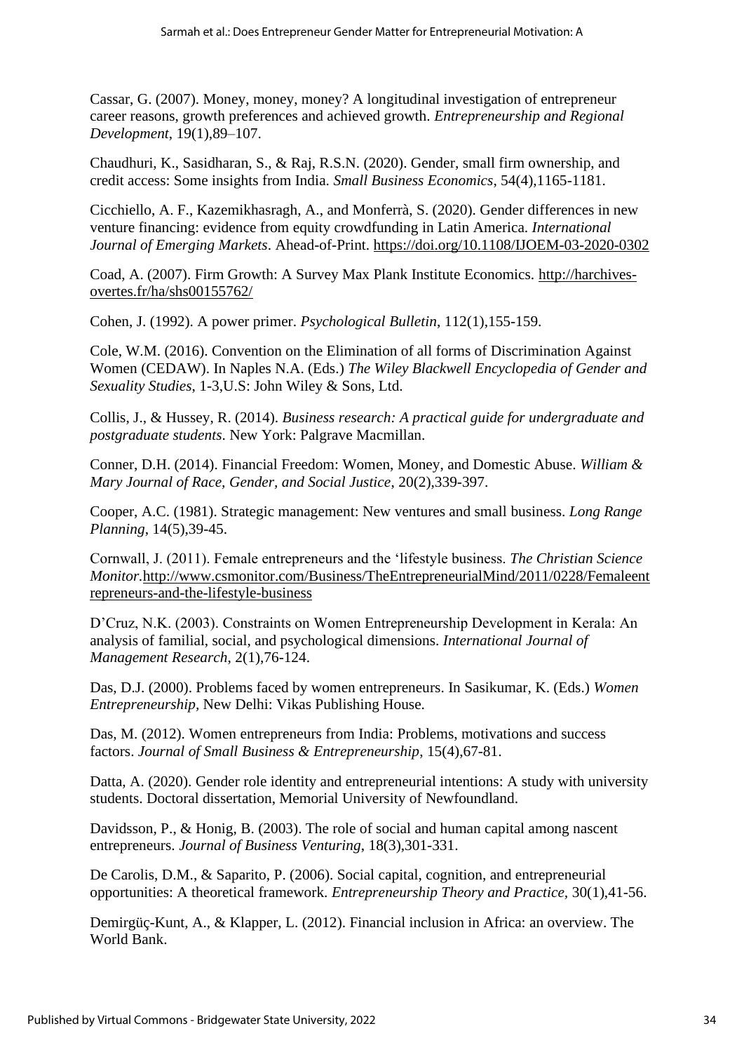Cassar, G. (2007). Money, money, money? A longitudinal investigation of entrepreneur career reasons, growth preferences and achieved growth. *Entrepreneurship and Regional Development*, 19(1),89–107.

Chaudhuri, K., Sasidharan, S., & Raj, R.S.N. (2020). Gender, small firm ownership, and credit access: Some insights from India. *Small Business Economics*, 54(4),1165-1181.

Cicchiello, A. F., Kazemikhasragh, A., and Monferrà, S. (2020). Gender differences in new venture financing: evidence from equity crowdfunding in Latin America. *International Journal of Emerging Markets*. Ahead-of-Print. https://doi.org/10.1108/IJOEM-03-2020-0302

Coad, A. (2007). Firm Growth: A Survey Max Plank Institute Economics. http://harchives-overtes.fr/ha/shs00155762/

Cohen, J. (1992). A power primer. *Psychological Bulletin*, 112(1),155-159.

Cole, W.M. (2016). Convention on the Elimination of all forms of Discrimination Against Women (CEDAW). In Naples N.A. (Eds.) *The Wiley Blackwell Encyclopedia of Gender and Sexuality Studies*, 1-3,U.S: John Wiley & Sons, Ltd.

Collis, J., & Hussey, R. (2014). *Business research: A practical guide for undergraduate and postgraduate students*. New York: Palgrave Macmillan.

Conner, D.H. (2014). Financial Freedom: Women, Money, and Domestic Abuse. *William & Mary Journal of Race, Gender, and Social Justice*, 20(2),339-397.

Cooper, A.C. (1981). Strategic management: New ventures and small business. *Long Range Planning*, 14(5),39-45.

Cornwall, J. (2011). Female entrepreneurs and the 'lifestyle business. *The Christian Science Monitor*.http://www.csmonitor.com/Business/TheEntrepreneurialMind/2011/0228/Femaleentrepreneurs-and-the-lifestyle-business

D'Cruz, N.K. (2003). Constraints on Women Entrepreneurship Development in Kerala: An analysis of familial, social, and psychological dimensions. *International Journal of Management Research*, 2(1),76-124.

Das, D.J. (2000). Problems faced by women entrepreneurs. In Sasikumar, K. (Eds.) *Women Entrepreneurship*, New Delhi: Vikas Publishing House.

Das, M. (2012). Women entrepreneurs from India: Problems, motivations and success factors. *Journal of Small Business & Entrepreneurship*, 15(4),67-81.

Datta, A. (2020). Gender role identity and entrepreneurial intentions: A study with university students. Doctoral dissertation, Memorial University of Newfoundland.

Davidsson, P., & Honig, B. (2003). The role of social and human capital among nascent entrepreneurs. *Journal of Business Venturing*, 18(3),301-331.

De Carolis, D.M., & Saparito, P. (2006). Social capital, cognition, and entrepreneurial opportunities: A theoretical framework. *Entrepreneurship Theory and Practice*, 30(1),41-56.

Demirgüç-Kunt, A., & Klapper, L. (2012). Financial inclusion in Africa: an overview. The World Bank.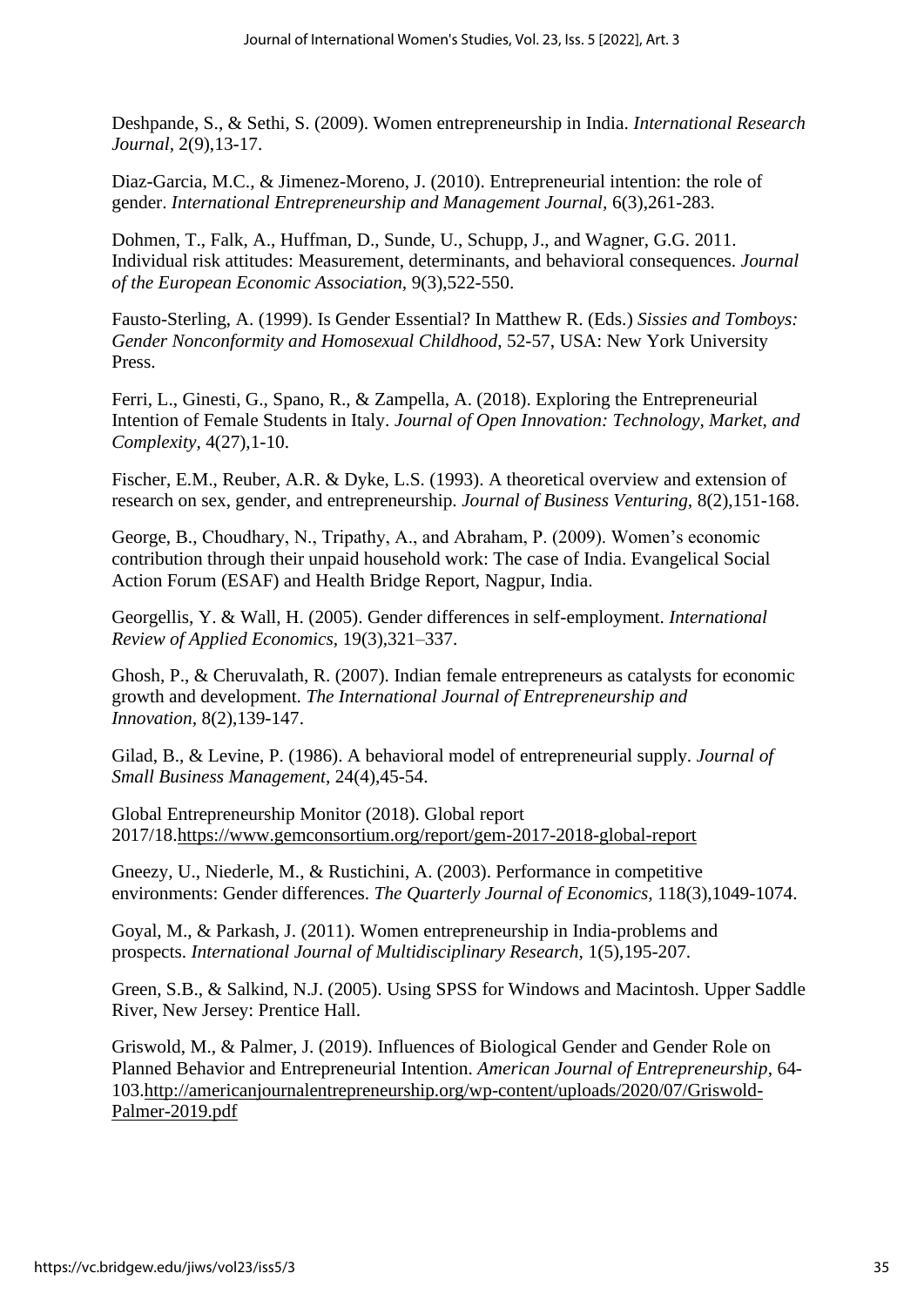Deshpande, S., & Sethi, S. (2009). Women entrepreneurship in India. *International Research Journal*, 2(9),13-17.

Diaz-Garcia, M.C., & Jimenez-Moreno, J. (2010). Entrepreneurial intention: the role of gender. *International Entrepreneurship and Management Journal*, 6(3),261-283.

Dohmen, T., Falk, A., Huffman, D., Sunde, U., Schupp, J., and Wagner, G.G. 2011. Individual risk attitudes: Measurement, determinants, and behavioral consequences. *Journal of the European Economic Association*, 9(3),522-550.

Fausto-Sterling, A. (1999). Is Gender Essential? In Matthew R. (Eds.) *Sissies and Tomboys: Gender Nonconformity and Homosexual Childhood*, 52-57, USA: New York University Press.

Ferri, L., Ginesti, G., Spano, R., & Zampella, A. (2018). Exploring the Entrepreneurial Intention of Female Students in Italy. *Journal of Open Innovation: Technology, Market, and Complexity*, 4(27),1-10.

Fischer, E.M., Reuber, A.R. & Dyke, L.S. (1993). A theoretical overview and extension of research on sex, gender, and entrepreneurship. *Journal of Business Venturing*, 8(2),151-168.

George, B., Choudhary, N., Tripathy, A., and Abraham, P. (2009). Women's economic contribution through their unpaid household work: The case of India. Evangelical Social Action Forum (ESAF) and Health Bridge Report, Nagpur, India.

Georgellis, Y. & Wall, H. (2005). Gender differences in self-employment. *International Review of Applied Economics*, 19(3),321–337.

Ghosh, P., & Cheruvalath, R. (2007). Indian female entrepreneurs as catalysts for economic growth and development. *The International Journal of Entrepreneurship and Innovation*, 8(2),139-147.

Gilad, B., & Levine, P. (1986). A behavioral model of entrepreneurial supply. *Journal of Small Business Management*, 24(4),45-54.

Global Entrepreneurship Monitor (2018). Global report 2017/18.https://www.gemconsortium.org/report/gem-2017-2018-global-report

Gneezy, U., Niederle, M., & Rustichini, A. (2003). Performance in competitive environments: Gender differences. *The Quarterly Journal of Economics*, 118(3),1049-1074.

Goyal, M., & Parkash, J. (2011). Women entrepreneurship in India-problems and prospects. *International Journal of Multidisciplinary Research*, 1(5),195-207.

Green, S.B., & Salkind, N.J. (2005). Using SPSS for Windows and Macintosh. Upper Saddle River, New Jersey: Prentice Hall.

Griswold, M., & Palmer, J. (2019). Influences of Biological Gender and Gender Role on Planned Behavior and Entrepreneurial Intention. *American Journal of Entrepreneurship*, 64-103.http://americanjournalentrepreneurship.org/wp-content/uploads/2020/07/Griswold-Palmer-2019.pdf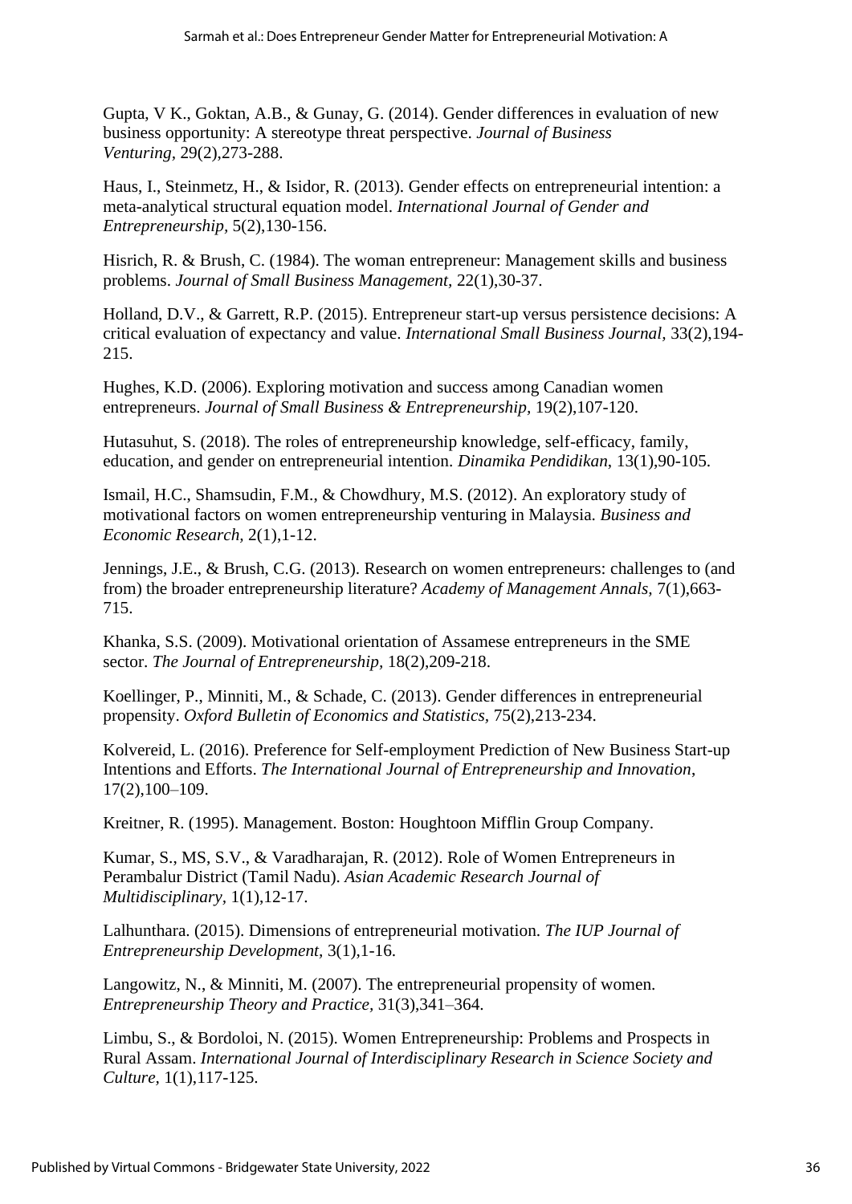Gupta, V K., Goktan, A.B., & Gunay, G. (2014). Gender differences in evaluation of new business opportunity: A stereotype threat perspective. *Journal of Business Venturing*, 29(2),273-288.

Haus, I., Steinmetz, H., & Isidor, R. (2013). Gender effects on entrepreneurial intention: a meta-analytical structural equation model. *International Journal of Gender and Entrepreneurship*, 5(2),130-156.

Hisrich, R. & Brush, C. (1984). The woman entrepreneur: Management skills and business problems. *Journal of Small Business Management*, 22(1),30-37.

Holland, D.V., & Garrett, R.P. (2015). Entrepreneur start-up versus persistence decisions: A critical evaluation of expectancy and value. *International Small Business Journal*, 33(2),194-215.

Hughes, K.D. (2006). Exploring motivation and success among Canadian women entrepreneurs. *Journal of Small Business & Entrepreneurship*, 19(2),107-120.

Hutasuhut, S. (2018). The roles of entrepreneurship knowledge, self-efficacy, family, education, and gender on entrepreneurial intention. *Dinamika Pendidikan*, 13(1),90-105.

Ismail, H.C., Shamsudin, F.M., & Chowdhury, M.S. (2012). An exploratory study of motivational factors on women entrepreneurship venturing in Malaysia. *Business and Economic Research*, 2(1),1-12.

Jennings, J.E., & Brush, C.G. (2013). Research on women entrepreneurs: challenges to (and from) the broader entrepreneurship literature? *Academy of Management Annals*, 7(1),663-715.

Khanka, S.S. (2009). Motivational orientation of Assamese entrepreneurs in the SME sector. *The Journal of Entrepreneurship*, 18(2),209-218.

Koellinger, P., Minniti, M., & Schade, C. (2013). Gender differences in entrepreneurial propensity. *Oxford Bulletin of Economics and Statistics*, 75(2),213-234.

Kolvereid, L. (2016). Preference for Self-employment Prediction of New Business Start-up Intentions and Efforts. *The International Journal of Entrepreneurship and Innovation*, 17(2),100–109.

Kreitner, R. (1995). Management. Boston: Houghtoon Mifflin Group Company.

Kumar, S., MS, S.V., & Varadharajan, R. (2012). Role of Women Entrepreneurs in Perambalur District (Tamil Nadu). *Asian Academic Research Journal of Multidisciplinary*, 1(1),12-17.

Lalhunthara. (2015). Dimensions of entrepreneurial motivation. *The IUP Journal of Entrepreneurship Development*, 3(1),1-16.

Langowitz, N., & Minniti, M. (2007). The entrepreneurial propensity of women. *Entrepreneurship Theory and Practice*, 31(3),341–364.

Limbu, S., & Bordoloi, N. (2015). Women Entrepreneurship: Problems and Prospects in Rural Assam. *International Journal of Interdisciplinary Research in Science Society and Culture*, 1(1),117-125.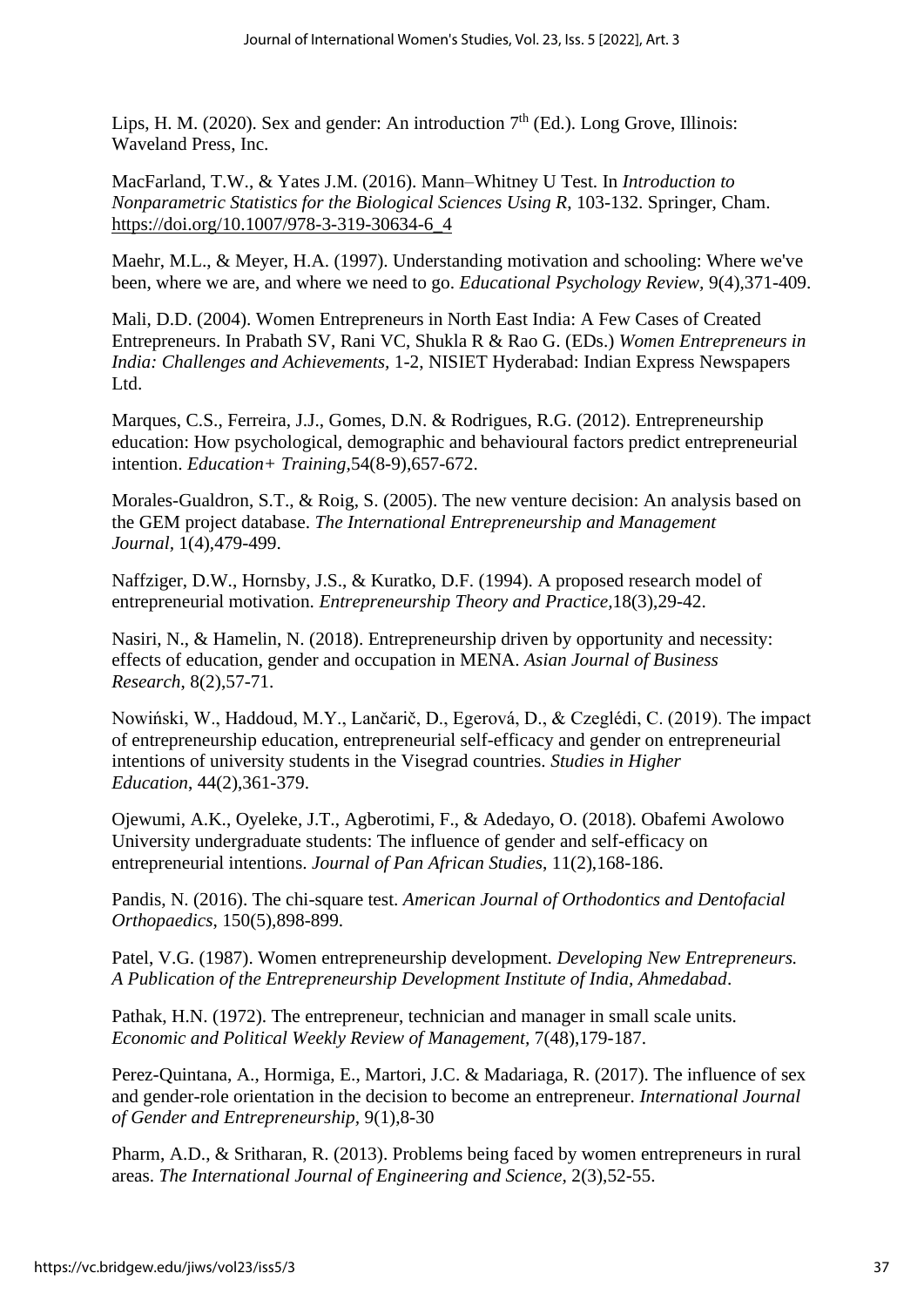Lips, H. M. (2020). Sex and gender: An introduction 7th (Ed.). Long Grove, Illinois: Waveland Press, Inc.

MacFarland, T.W., & Yates J.M. (2016). Mann–Whitney U Test. In *Introduction to Nonparametric Statistics for the Biological Sciences Using R*, 103-132. Springer, Cham. https://doi.org/10.1007/978-3-319-30634-6_4

Maehr, M.L., & Meyer, H.A. (1997). Understanding motivation and schooling: Where we've been, where we are, and where we need to go. *Educational Psychology Review*, 9(4),371-409.

Mali, D.D. (2004). Women Entrepreneurs in North East India: A Few Cases of Created Entrepreneurs. In Prabath SV, Rani VC, Shukla R & Rao G. (EDs.) *Women Entrepreneurs in India: Challenges and Achievements*, 1-2, NISIET Hyderabad: Indian Express Newspapers Ltd.

Marques, C.S., Ferreira, J.J., Gomes, D.N. & Rodrigues, R.G. (2012). Entrepreneurship education: How psychological, demographic and behavioural factors predict entrepreneurial intention. *Education+ Training*,54(8-9),657-672.

Morales-Gualdron, S.T., & Roig, S. (2005). The new venture decision: An analysis based on the GEM project database. *The International Entrepreneurship and Management Journal*, 1(4),479-499.

Naffziger, D.W., Hornsby, J.S., & Kuratko, D.F. (1994). A proposed research model of entrepreneurial motivation. *Entrepreneurship Theory and Practice*,18(3),29-42.

Nasiri, N., & Hamelin, N. (2018). Entrepreneurship driven by opportunity and necessity: effects of education, gender and occupation in MENA. *Asian Journal of Business Research*, 8(2),57-71.

Nowiński, W., Haddoud, M.Y., Lančarič, D., Egerová, D., & Czeglédi, C. (2019). The impact of entrepreneurship education, entrepreneurial self-efficacy and gender on entrepreneurial intentions of university students in the Visegrad countries. *Studies in Higher Education*, 44(2),361-379.

Ojewumi, A.K., Oyeleke, J.T., Agberotimi, F., & Adedayo, O. (2018). Obafemi Awolowo University undergraduate students: The influence of gender and self-efficacy on entrepreneurial intentions. *Journal of Pan African Studies*, 11(2),168-186.

Pandis, N. (2016). The chi-square test. *American Journal of Orthodontics and Dentofacial Orthopaedics*, 150(5),898-899.

Patel, V.G. (1987). Women entrepreneurship development. *Developing New Entrepreneurs. A Publication of the Entrepreneurship Development Institute of India, Ahmedabad*.

Pathak, H.N. (1972). The entrepreneur, technician and manager in small scale units. *Economic and Political Weekly Review of Management*, 7(48),179-187.

Perez-Quintana, A., Hormiga, E., Martori, J.C. & Madariaga, R. (2017). The influence of sex and gender-role orientation in the decision to become an entrepreneur. *International Journal of Gender and Entrepreneurship*, 9(1),8-30

Pharm, A.D., & Sritharan, R. (2013). Problems being faced by women entrepreneurs in rural areas. *The International Journal of Engineering and Science*, 2(3),52-55.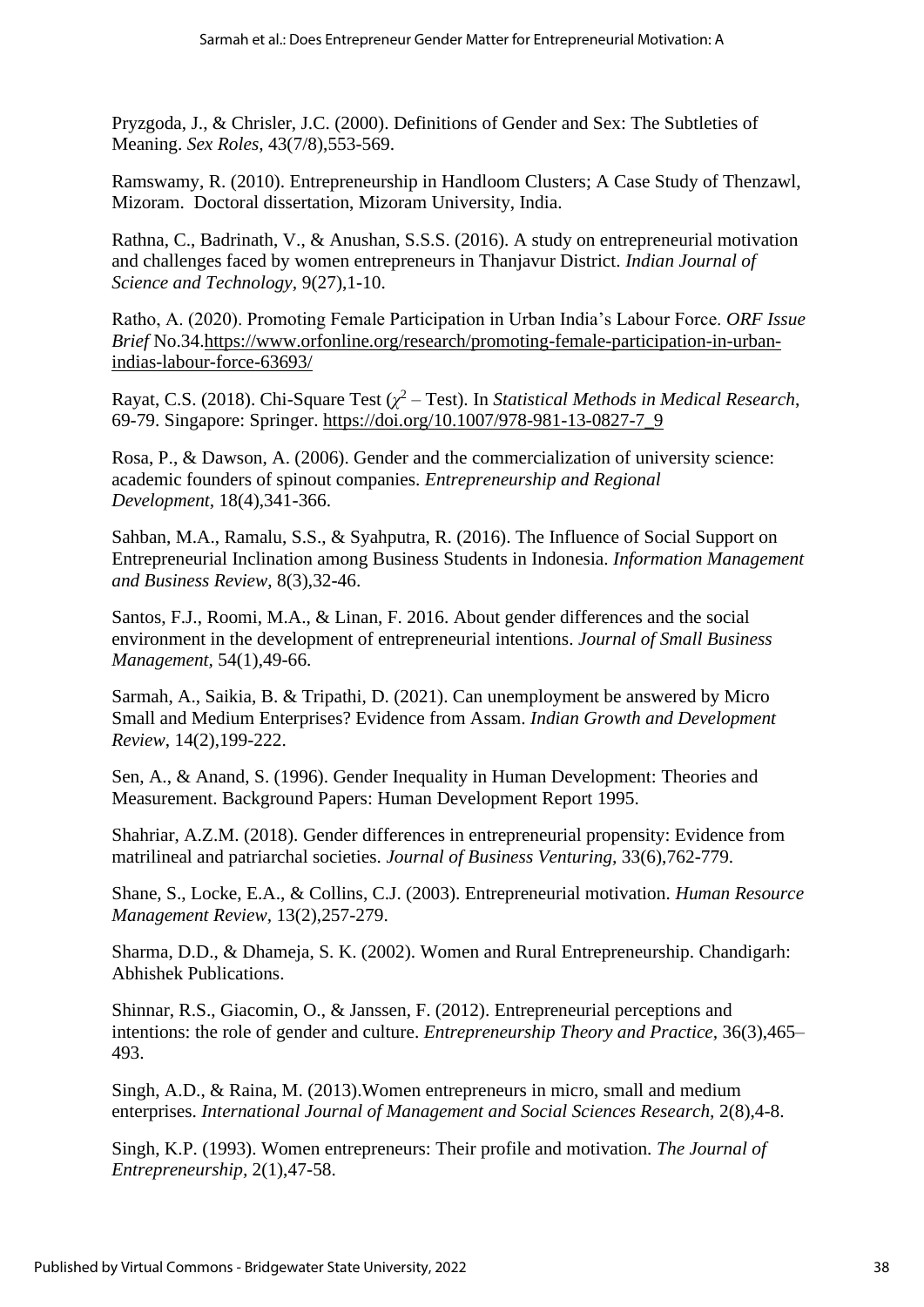Pryzgoda, J., & Chrisler, J.C. (2000). Definitions of Gender and Sex: The Subtleties of Meaning. *Sex Roles,* 43(7/8),553-569.

Ramswamy, R. (2010). Entrepreneurship in Handloom Clusters; A Case Study of Thenzawl, Mizoram. Doctoral dissertation, Mizoram University, India.

Rathna, C., Badrinath, V., & Anushan, S.S.S. (2016). A study on entrepreneurial motivation and challenges faced by women entrepreneurs in Thanjavur District. *Indian Journal of Science and Technology,* 9(27),1-10.

Ratho, A. (2020). Promoting Female Participation in Urban India's Labour Force. *ORF Issue Brief* No.34.https://www.orfonline.org/research/promoting-female-participation-in-urban-indias-labour-force-63693/

Rayat, C.S. (2018). Chi-Square Test ($\chi^2$ – Test). In *Statistical Methods in Medical Research*, 69-79. Singapore: Springer. https://doi.org/10.1007/978-981-13-0827-7_9

Rosa, P., & Dawson, A. (2006). Gender and the commercialization of university science: academic founders of spinout companies. *Entrepreneurship and Regional Development,* 18(4),341-366.

Sahban, M.A., Ramalu, S.S., & Syahputra, R. (2016). The Influence of Social Support on Entrepreneurial Inclination among Business Students in Indonesia. *Information Management and Business Review,* 8(3),32-46.

Santos, F.J., Roomi, M.A., & Linan, F. 2016. About gender differences and the social environment in the development of entrepreneurial intentions. *Journal of Small Business Management,* 54(1),49-66.

Sarmah, A., Saikia, B. & Tripathi, D. (2021). Can unemployment be answered by Micro Small and Medium Enterprises? Evidence from Assam. *Indian Growth and Development Review*, 14(2),199-222.

Sen, A., & Anand, S. (1996). Gender Inequality in Human Development: Theories and Measurement. Background Papers: Human Development Report 1995.

Shahriar, A.Z.M. (2018). Gender differences in entrepreneurial propensity: Evidence from matrilineal and patriarchal societies. *Journal of Business Venturing,* 33(6),762-779.

Shane, S., Locke, E.A., & Collins, C.J. (2003). Entrepreneurial motivation. *Human Resource Management Review,* 13(2),257-279.

Sharma, D.D., & Dhameja, S. K. (2002). Women and Rural Entrepreneurship. Chandigarh: Abhishek Publications.

Shinnar, R.S., Giacomin, O., & Janssen, F. (2012). Entrepreneurial perceptions and intentions: the role of gender and culture. *Entrepreneurship Theory and Practice,* 36(3),465–493.

Singh, A.D., & Raina, M. (2013).Women entrepreneurs in micro, small and medium enterprises. *International Journal of Management and Social Sciences Research,* 2(8),4-8.

Singh, K.P. (1993). Women entrepreneurs: Their profile and motivation. *The Journal of Entrepreneurship,* 2(1),47-58.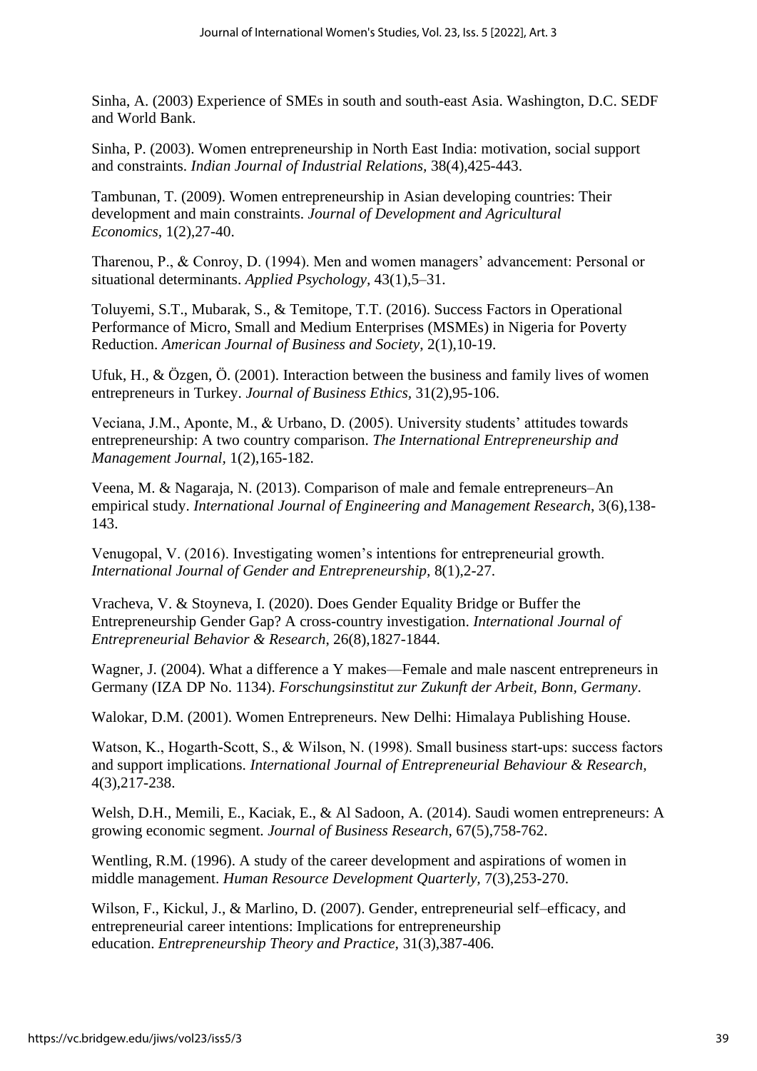Sinha, A. (2003) Experience of SMEs in south and south-east Asia. Washington, D.C. SEDF and World Bank.

Sinha, P. (2003). Women entrepreneurship in North East India: motivation, social support and constraints. *Indian Journal of Industrial Relations*, 38(4),425-443.

Tambunan, T. (2009). Women entrepreneurship in Asian developing countries: Their development and main constraints. *Journal of Development and Agricultural Economics*, 1(2),27-40.

Tharenou, P., & Conroy, D. (1994). Men and women managers' advancement: Personal or situational determinants. *Applied Psychology*, 43(1),5–31.

Toluyemi, S.T., Mubarak, S., & Temitope, T.T. (2016). Success Factors in Operational Performance of Micro, Small and Medium Enterprises (MSMEs) in Nigeria for Poverty Reduction. *American Journal of Business and Society*, 2(1),10-19.

Ufuk, H., & Özgen, Ö. (2001). Interaction between the business and family lives of women entrepreneurs in Turkey. *Journal of Business Ethics*, 31(2),95-106.

Veciana, J.M., Aponte, M., & Urbano, D. (2005). University students' attitudes towards entrepreneurship: A two country comparison. *The International Entrepreneurship and Management Journal*, 1(2),165-182.

Veena, M. & Nagaraja, N. (2013). Comparison of male and female entrepreneurs–An empirical study. *International Journal of Engineering and Management Research*, 3(6),138-143.

Venugopal, V. (2016). Investigating women's intentions for entrepreneurial growth. *International Journal of Gender and Entrepreneurship*, 8(1),2-27.

Vracheva, V. & Stoyneva, I. (2020). Does Gender Equality Bridge or Buffer the Entrepreneurship Gender Gap? A cross-country investigation. *International Journal of Entrepreneurial Behavior & Research*, 26(8),1827-1844.

Wagner, J. (2004). What a difference a Y makes—Female and male nascent entrepreneurs in Germany (IZA DP No. 1134). *Forschungsinstitut zur Zukunft der Arbeit, Bonn, Germany*.

Walokar, D.M. (2001). Women Entrepreneurs. New Delhi: Himalaya Publishing House.

Watson, K., Hogarth-Scott, S., & Wilson, N. (1998). Small business start-ups: success factors and support implications. *International Journal of Entrepreneurial Behaviour & Research,* 4(3),217-238.

Welsh, D.H., Memili, E., Kaciak, E., & Al Sadoon, A. (2014). Saudi women entrepreneurs: A growing economic segment. *Journal of Business Research*, 67(5),758-762.

Wentling, R.M. (1996). A study of the career development and aspirations of women in middle management. *Human Resource Development Quarterly*, 7(3),253-270.

Wilson, F., Kickul, J., & Marlino, D. (2007). Gender, entrepreneurial self–efficacy, and entrepreneurial career intentions: Implications for entrepreneurship education. *Entrepreneurship Theory and Practice*, 31(3),387-406.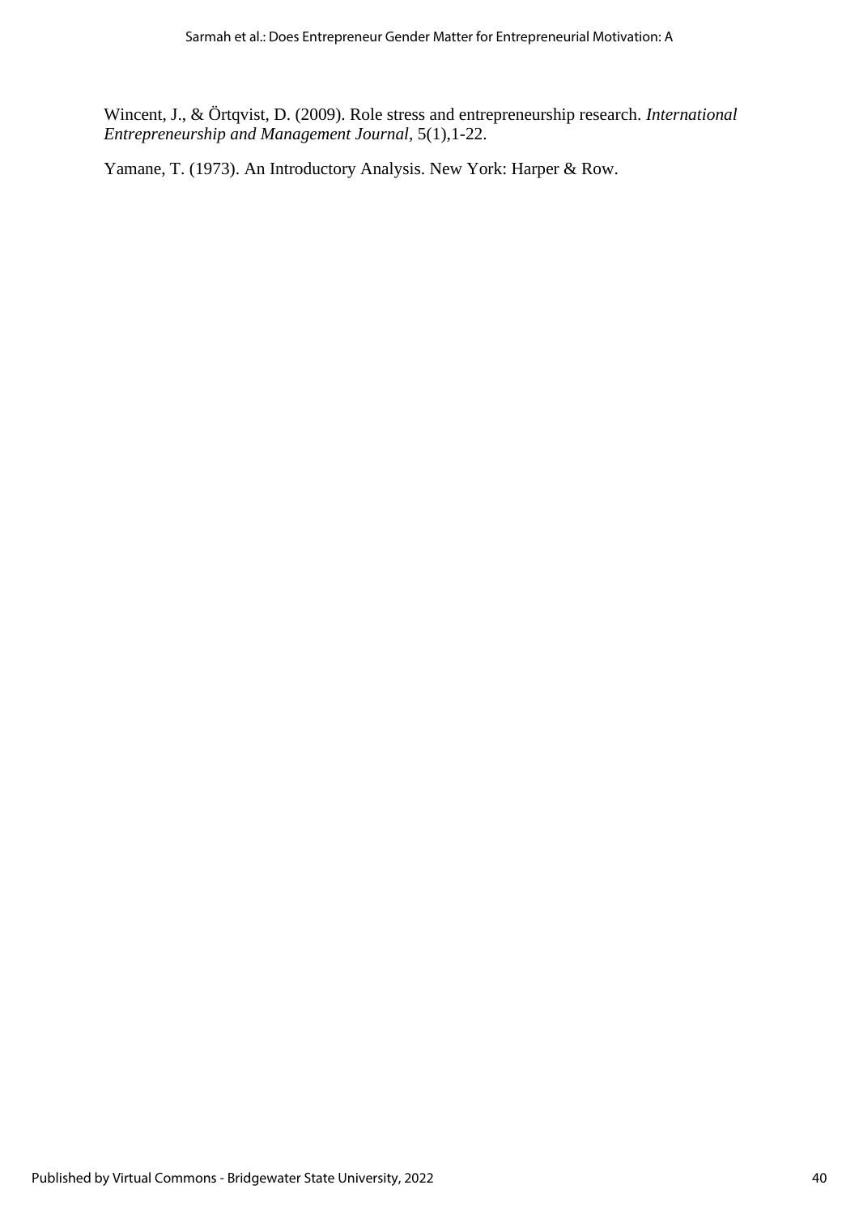Wincent, J., & Örtqvist, D. (2009). Role stress and entrepreneurship research. *International Entrepreneurship and Management Journal*, 5(1),1-22.

Yamane, T. (1973). An Introductory Analysis. New York: Harper & Row.